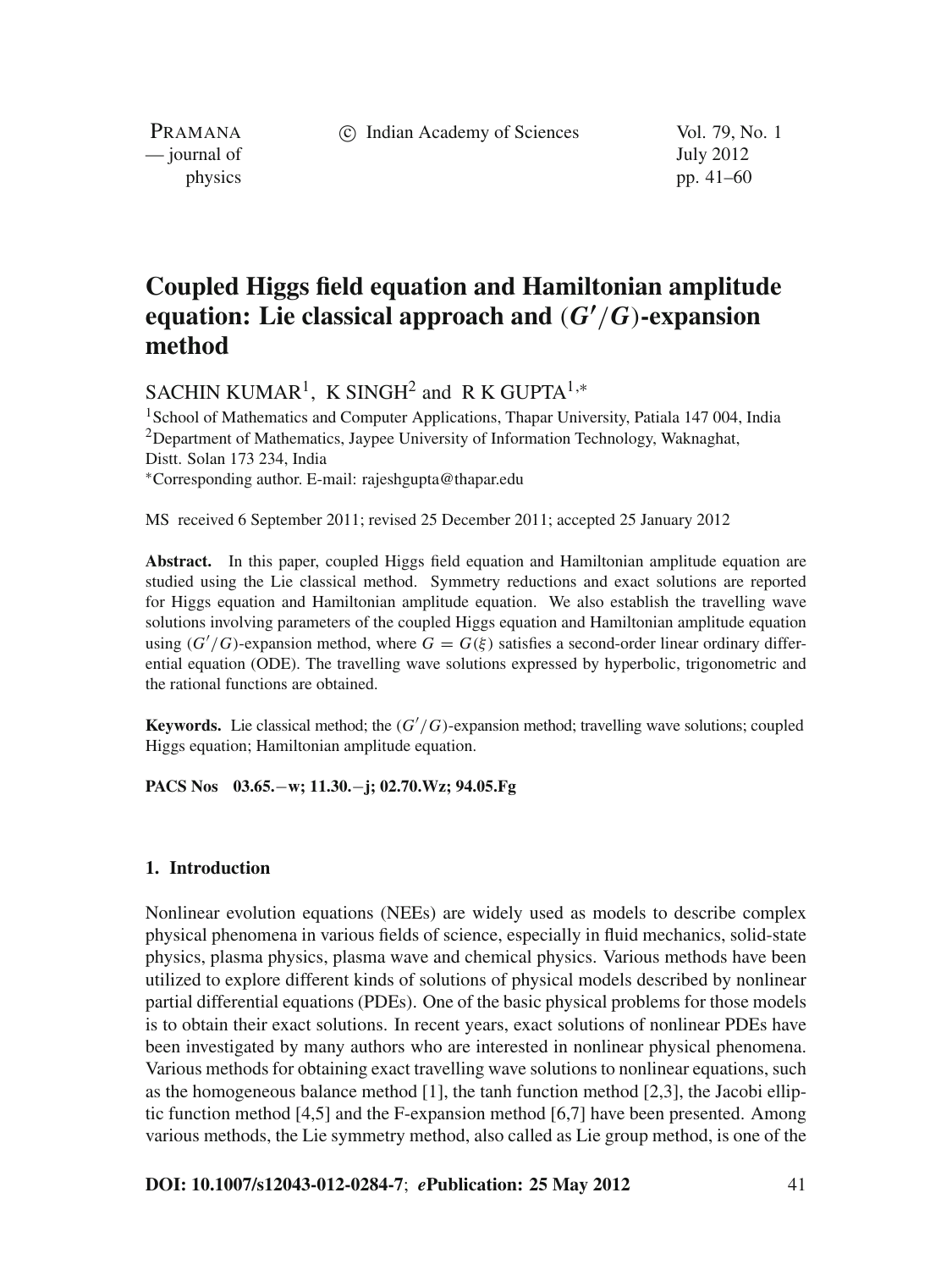# Coupled Higgs field equation and Hamiltonian amplitude equation: Lie classical approach and $(G'/G)$-expansion method

SACHIN KUMAR[1], K SINGH[2] and R K GUPTA[1,*]

[1]School of Mathematics and Computer Applications, Thapar University, Patiala 147 004, India
[2]Department of Mathematics, Jaypee University of Information Technology, Waknaghat, Distt. Solan 173 234, India
[*]Corresponding author. E-mail: rajeshgupta@thapar.edu

MS received 6 September 2011; revised 25 December 2011; accepted 25 January 2012

**Abstract.** In this paper, coupled Higgs field equation and Hamiltonian amplitude equation are studied using the Lie classical method. Symmetry reductions and exact solutions are reported for Higgs equation and Hamiltonian amplitude equation. We also establish the travelling wave solutions involving parameters of the coupled Higgs equation and Hamiltonian amplitude equation using $(G'/G)$-expansion method, where $G = G(\xi)$ satisfies a second-order linear ordinary differential equation (ODE). The travelling wave solutions expressed by hyperbolic, trigonometric and the rational functions are obtained.

**Keywords.** Lie classical method; the $(G'/G)$-expansion method; travelling wave solutions; coupled Higgs equation; Hamiltonian amplitude equation.

**PACS Nos** 03.65.−w; 11.30.−j; 02.70.Wz; 94.05.Fg

## 1. Introduction

Nonlinear evolution equations (NEEs) are widely used as models to describe complex physical phenomena in various fields of science, especially in fluid mechanics, solid-state physics, plasma physics, plasma wave and chemical physics. Various methods have been utilized to explore different kinds of solutions of physical models described by nonlinear partial differential equations (PDEs). One of the basic physical problems for those models is to obtain their exact solutions. In recent years, exact solutions of nonlinear PDEs have been investigated by many authors who are interested in nonlinear physical phenomena. Various methods for obtaining exact travelling wave solutions to nonlinear equations, such as the homogeneous balance method [1], the tanh function method [2,3], the Jacobi elliptic function method [4,5] and the F-expansion method [6,7] have been presented. Among various methods, the Lie symmetry method, also called as Lie group method, is one of the

**DOI: 10.1007/s12043-012-0284-7**; ***e*Publication: 25 May 2012**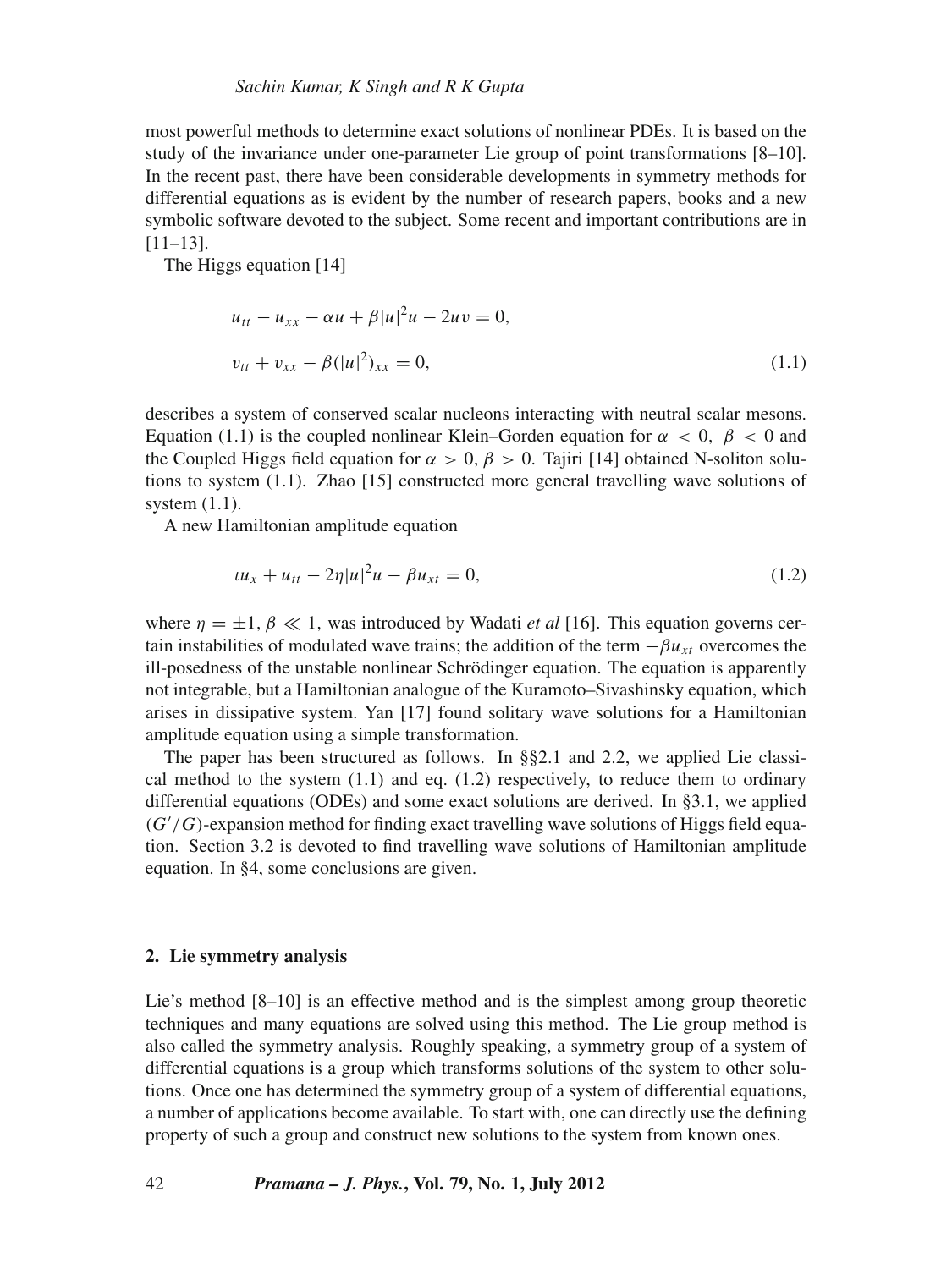most powerful methods to determine exact solutions of nonlinear PDEs. It is based on the study of the invariance under one-parameter Lie group of point transformations [8–10]. In the recent past, there have been considerable developments in symmetry methods for differential equations as is evident by the number of research papers, books and a new symbolic software devoted to the subject. Some recent and important contributions are in [11–13].

The Higgs equation [14]

$$
\begin{aligned}
&u_{tt} - u_{xx} - \alpha u + \beta |u|^2 u - 2uv = 0, \\
&v_{tt} + v_{xx} - \beta(|u|^2)_{xx} = 0,
\end{aligned}
\tag{1.1}
$$

describes a system of conserved scalar nucleons interacting with neutral scalar mesons. Equation (1.1) is the coupled nonlinear Klein–Gorden equation for $\alpha < 0$, $\beta < 0$ and the Coupled Higgs field equation for $\alpha > 0$, $\beta > 0$. Tajiri [14] obtained N-soliton solutions to system (1.1). Zhao [15] constructed more general travelling wave solutions of system (1.1).

A new Hamiltonian amplitude equation

$$
\iota u_x + u_{tt} - 2\eta |u|^2 u - \beta u_{xt} = 0, \tag{1.2}
$$

where $\eta = \pm 1$, $\beta \ll 1$, was introduced by Wadati *et al* [16]. This equation governs certain instabilities of modulated wave trains; the addition of the term $-\beta u_{xt}$ overcomes the ill-posedness of the unstable nonlinear Schrödinger equation. The equation is apparently not integrable, but a Hamiltonian analogue of the Kuramoto–Sivashinsky equation, which arises in dissipative system. Yan [17] found solitary wave solutions for a Hamiltonian amplitude equation using a simple transformation.

The paper has been structured as follows. In §§2.1 and 2.2, we applied Lie classical method to the system (1.1) and eq. (1.2) respectively, to reduce them to ordinary differential equations (ODEs) and some exact solutions are derived. In §3.1, we applied $(G'/G)$-expansion method for finding exact travelling wave solutions of Higgs field equation. Section 3.2 is devoted to find travelling wave solutions of Hamiltonian amplitude equation. In §4, some conclusions are given.

## 2. Lie symmetry analysis

Lie's method [8–10] is an effective method and is the simplest among group theoretic techniques and many equations are solved using this method. The Lie group method is also called the symmetry analysis. Roughly speaking, a symmetry group of a system of differential equations is a group which transforms solutions of the system to other solutions. Once one has determined the symmetry group of a system of differential equations, a number of applications become available. To start with, one can directly use the defining property of such a group and construct new solutions to the system from known ones.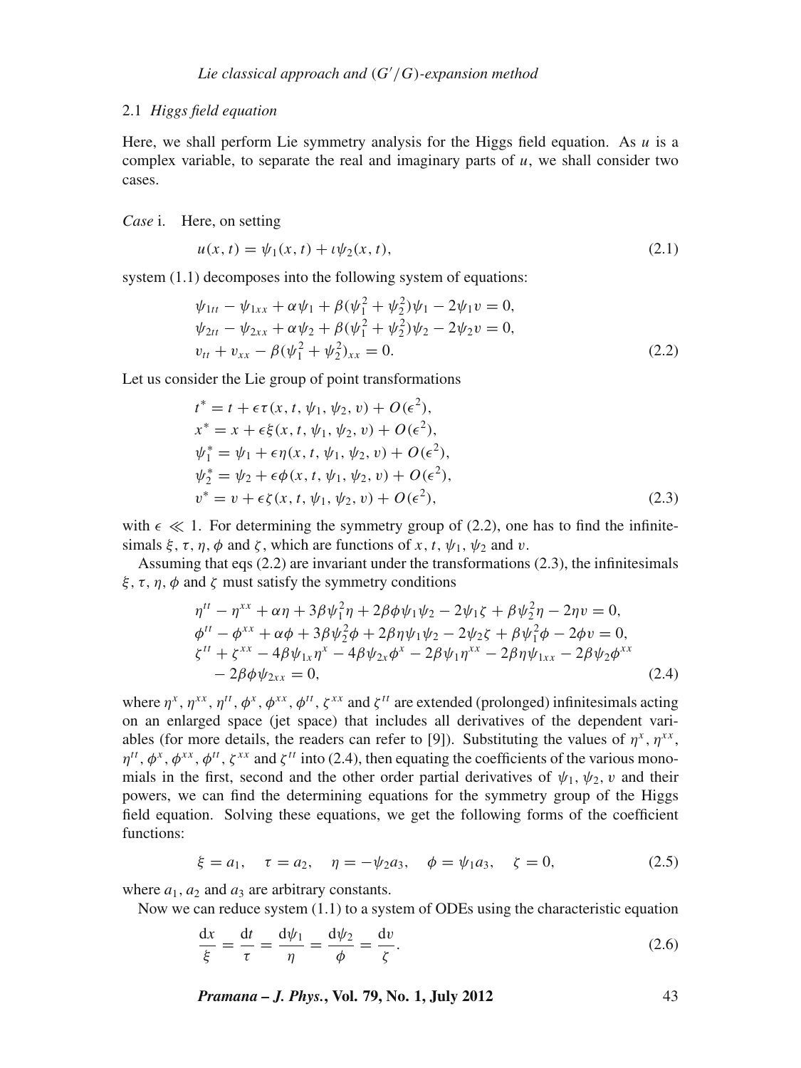### 2.1 *Higgs field equation*

Here, we shall perform Lie symmetry analysis for the Higgs field equation. As $u$ is a complex variable, to separate the real and imaginary parts of $u$, we shall consider two cases.

*Case* i. Here, on setting

$$u(x,t) = \psi_1(x,t) + \iota\psi_2(x,t), \tag{2.1}$$

system (1.1) decomposes into the following system of equations:

$$\begin{aligned}
&\psi_{1tt} - \psi_{1xx} + \alpha\psi_1 + \beta(\psi_1^2 + \psi_2^2)\psi_1 - 2\psi_1 v = 0,\\
&\psi_{2tt} - \psi_{2xx} + \alpha\psi_2 + \beta(\psi_1^2 + \psi_2^2)\psi_2 - 2\psi_2 v = 0,\\
&v_{tt} + v_{xx} - \beta(\psi_1^2 + \psi_2^2)_{xx} = 0.
\end{aligned} \tag{2.2}$$

Let us consider the Lie group of point transformations

$$\begin{aligned}
&t^* = t + \epsilon\tau(x,t,\psi_1,\psi_2,v) + O(\epsilon^2),\\
&x^* = x + \epsilon\xi(x,t,\psi_1,\psi_2,v) + O(\epsilon^2),\\
&\psi_1^* = \psi_1 + \epsilon\eta(x,t,\psi_1,\psi_2,v) + O(\epsilon^2),\\
&\psi_2^* = \psi_2 + \epsilon\phi(x,t,\psi_1,\psi_2,v) + O(\epsilon^2),\\
&v^* = v + \epsilon\zeta(x,t,\psi_1,\psi_2,v) + O(\epsilon^2),
\end{aligned} \tag{2.3}$$

with $\epsilon \ll 1$. For determining the symmetry group of (2.2), one has to find the infinitesimals $\xi, \tau, \eta, \phi$ and $\zeta$, which are functions of $x, t, \psi_1, \psi_2$ and $v$.

Assuming that eqs (2.2) are invariant under the transformations (2.3), the infinitesimals $\xi, \tau, \eta, \phi$ and $\zeta$ must satisfy the symmetry conditions

$$\begin{aligned}
&\eta^{tt} - \eta^{xx} + \alpha\eta + 3\beta\psi_1^2\eta + 2\beta\phi\psi_1\psi_2 - 2\psi_1\zeta + \beta\psi_2^2\eta - 2\eta v = 0,\\
&\phi^{tt} - \phi^{xx} + \alpha\phi + 3\beta\psi_2^2\phi + 2\beta\eta\psi_1\psi_2 - 2\psi_2\zeta + \beta\psi_1^2\phi - 2\phi v = 0,\\
&\zeta^{tt} + \zeta^{xx} - 4\beta\psi_{1x}\eta^x - 4\beta\psi_{2x}\phi^x - 2\beta\psi_1\eta^{xx} - 2\beta\eta\psi_{1xx} - 2\beta\psi_2\phi^{xx}\\
&\quad - 2\beta\phi\psi_{2xx} = 0,
\end{aligned} \tag{2.4}$$

where $\eta^x, \eta^{xx}, \eta^{tt}, \phi^x, \phi^{xx}, \phi^{tt}, \zeta^{xx}$ and $\zeta^{tt}$ are extended (prolonged) infinitesimals acting on an enlarged space (jet space) that includes all derivatives of the dependent variables (for more details, the readers can refer to [9]). Substituting the values of $\eta^x, \eta^{xx}, \eta^{tt}, \phi^x, \phi^{xx}, \phi^{tt}, \zeta^{xx}$ and $\zeta^{tt}$ into (2.4), then equating the coefficients of the various monomials in the first, second and the other order partial derivatives of $\psi_1, \psi_2, v$ and their powers, we can find the determining equations for the symmetry group of the Higgs field equation. Solving these equations, we get the following forms of the coefficient functions:

$$\xi = a_1, \quad \tau = a_2, \quad \eta = -\psi_2 a_3, \quad \phi = \psi_1 a_3, \quad \zeta = 0, \tag{2.5}$$

where $a_1, a_2$ and $a_3$ are arbitrary constants.

Now we can reduce system (1.1) to a system of ODEs using the characteristic equation

$$\frac{\mathrm{d}x}{\xi} = \frac{\mathrm{d}t}{\tau} = \frac{\mathrm{d}\psi_1}{\eta} = \frac{\mathrm{d}\psi_2}{\phi} = \frac{\mathrm{d}v}{\zeta}. \tag{2.6}$$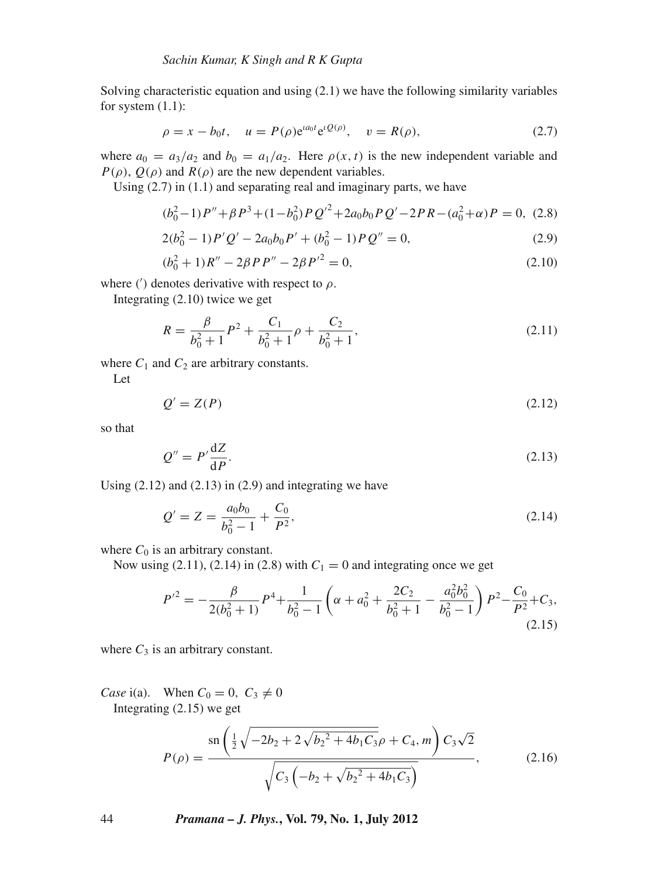Solving characteristic equation and using (2.1) we have the following similarity variables for system (1.1):

$$\rho = x - b_0 t, \quad u = P(\rho)\mathrm{e}^{\iota a_0 t}\mathrm{e}^{\iota Q(\rho)}, \quad v = R(\rho), \tag{2.7}$$

where $a_0 = a_3/a_2$ and $b_0 = a_1/a_2$. Here $\rho(x, t)$ is the new independent variable and $P(\rho)$, $Q(\rho)$ and $R(\rho)$ are the new dependent variables.

Using (2.7) in (1.1) and separating real and imaginary parts, we have

$$(b_0^2-1)P'' + \beta P^3 + (1-b_0^2)PQ'^2 + 2a_0 b_0 PQ' - 2PR - (a_0^2+\alpha)P = 0, \tag{2.8}$$

$$2(b_0^2-1)P'Q' - 2a_0 b_0 P' + (b_0^2-1)PQ'' = 0, \tag{2.9}$$

$$(b_0^2+1)R'' - 2\beta PP'' - 2\beta P'^2 = 0, \tag{2.10}$$

where ($'$) denotes derivative with respect to $\rho$.

Integrating (2.10) twice we get

$$R = \frac{\beta}{b_0^2+1}P^2 + \frac{C_1}{b_0^2+1}\rho + \frac{C_2}{b_0^2+1}, \tag{2.11}$$

where $C_1$ and $C_2$ are arbitrary constants.

Let

$$Q' = Z(P) \tag{2.12}$$

so that

$$Q'' = P'\frac{\mathrm{d}Z}{\mathrm{d}P}. \tag{2.13}$$

Using (2.12) and (2.13) in (2.9) and integrating we have

$$Q' = Z = \frac{a_0 b_0}{b_0^2-1} + \frac{C_0}{P^2}, \tag{2.14}$$

where $C_0$ is an arbitrary constant.

Now using (2.11), (2.14) in (2.8) with $C_1 = 0$ and integrating once we get

$$P'^2 = -\frac{\beta}{2(b_0^2+1)}P^4 + \frac{1}{b_0^2-1}\left(\alpha + a_0^2 + \frac{2C_2}{b_0^2+1} - \frac{a_0^2 b_0^2}{b_0^2-1}\right)P^2 - \frac{C_0}{P^2} + C_3, \tag{2.15}$$

where $C_3$ is an arbitrary constant.

*Case* i(a). When $C_0 = 0,\ C_3 \neq 0$

Integrating (2.15) we get

$$P(\rho) = \frac{\operatorname{sn}\left(\frac{1}{2}\sqrt{-2b_2 + 2\sqrt{b_2{}^2 + 4b_1 C_3}}\rho + C_4, m\right)C_3\sqrt{2}}{\sqrt{C_3\left(-b_2 + \sqrt{b_2{}^2 + 4b_1 C_3}\right)}}, \tag{2.16}$$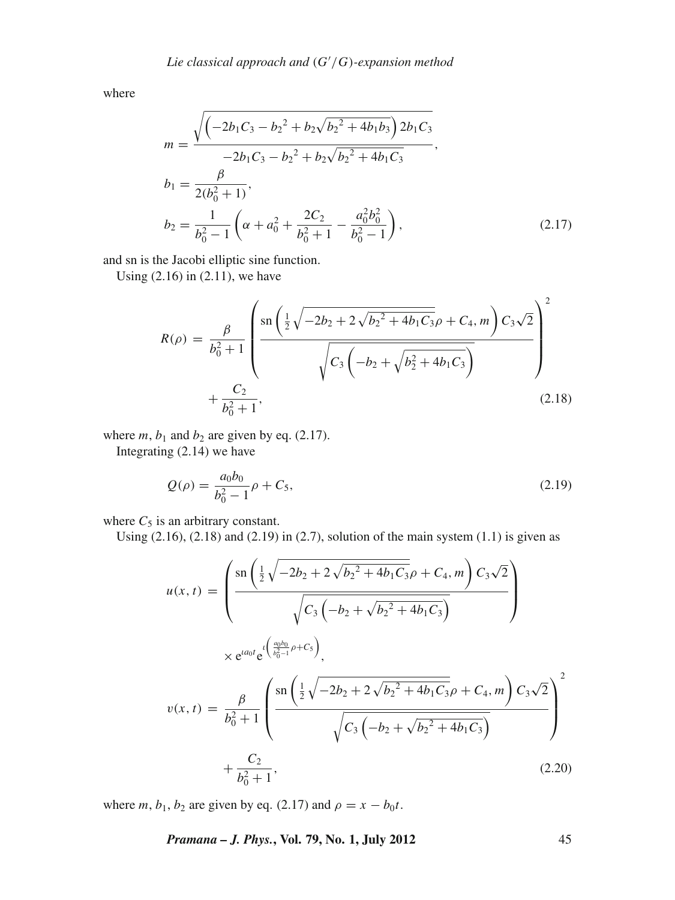where

$$
m = \frac{\sqrt{\left(-2b_1C_3 - {b_2}^2 + b_2\sqrt{{b_2}^2 + 4b_1b_3}\right)2b_1C_3}}{-2b_1C_3 - {b_2}^2 + b_2\sqrt{{b_2}^2 + 4b_1C_3}},
$$

$$
b_1 = \frac{\beta}{2(b_0^2 + 1)},
$$

$$
b_2 = \frac{1}{b_0^2 - 1}\left(\alpha + a_0^2 + \frac{2C_2}{b_0^2 + 1} - \frac{a_0^2 b_0^2}{b_0^2 - 1}\right), \tag{2.17}
$$

and sn is the Jacobi elliptic sine function.

Using (2.16) in (2.11), we have

$$
R(\rho) = \frac{\beta}{b_0^2 + 1}\left(\frac{\operatorname{sn}\left(\frac{1}{2}\sqrt{-2b_2 + 2\sqrt{{b_2}^2 + 4b_1C_3}}\rho + C_4, m\right)C_3\sqrt{2}}{\sqrt{C_3\left(-b_2 + \sqrt{b_2^2 + 4b_1C_3}\right)}}\right)^2 + \frac{C_2}{b_0^2 + 1}, \tag{2.18}
$$

where $m$, $b_1$ and $b_2$ are given by eq. (2.17).

Integrating (2.14) we have

$$
Q(\rho) = \frac{a_0 b_0}{b_0^2 - 1}\rho + C_5, \tag{2.19}
$$

where $C_5$ is an arbitrary constant.

Using (2.16), (2.18) and (2.19) in (2.7), solution of the main system (1.1) is given as

$$
u(x,t) = \left(\frac{\operatorname{sn}\left(\frac{1}{2}\sqrt{-2b_2 + 2\sqrt{{b_2}^2 + 4b_1C_3}}\rho + C_4, m\right)C_3\sqrt{2}}{\sqrt{C_3\left(-b_2 + \sqrt{{b_2}^2 + 4b_1C_3}\right)}}\right) \times e^{\iota a_0 t} e^{\iota\left(\frac{a_0 b_0}{b_0^2 - 1}\rho + C_5\right)},
$$

$$
v(x,t) = \frac{\beta}{b_0^2 + 1}\left(\frac{\operatorname{sn}\left(\frac{1}{2}\sqrt{-2b_2 + 2\sqrt{{b_2}^2 + 4b_1C_3}}\rho + C_4, m\right)C_3\sqrt{2}}{\sqrt{C_3\left(-b_2 + \sqrt{{b_2}^2 + 4b_1C_3}\right)}}\right)^2 + \frac{C_2}{b_0^2 + 1}, \tag{2.20}
$$

where $m$, $b_1$, $b_2$ are given by eq. (2.17) and $\rho = x - b_0 t$.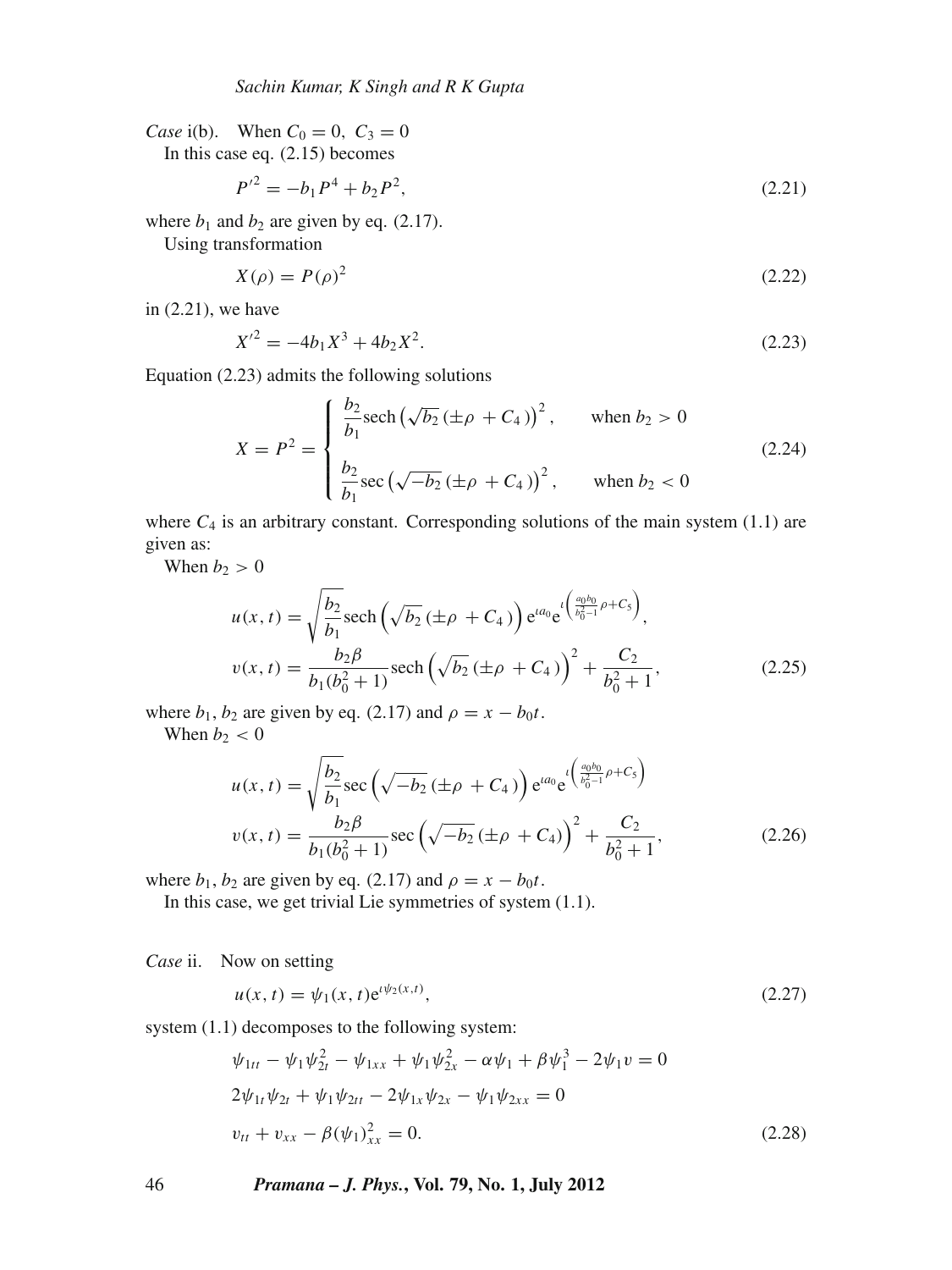*Case* i(b). When $C_0 = 0,\ C_3 = 0$

In this case eq. (2.15) becomes

$$P'^2 = -b_1 P^4 + b_2 P^2, \tag{2.21}$$

where $b_1$ and $b_2$ are given by eq. (2.17).

Using transformation

$$X(\rho) = P(\rho)^2 \tag{2.22}$$

in (2.21), we have

$$X'^2 = -4b_1 X^3 + 4b_2 X^2. \tag{2.23}$$

Equation (2.23) admits the following solutions

$$X = P^2 = \begin{cases} \dfrac{b_2}{b_1}\operatorname{sech}\left(\sqrt{b_2}\,(\pm\rho\ + C_4\,)\right)^2, & \text{when } b_2 > 0 \\[2ex] \dfrac{b_2}{b_1}\sec\left(\sqrt{-b_2}\,(\pm\rho\ + C_4\,)\right)^2, & \text{when } b_2 < 0 \end{cases} \tag{2.24}$$

where $C_4$ is an arbitrary constant. Corresponding solutions of the main system (1.1) are given as:

When $b_2 > 0$

$$\begin{aligned} u(x,t) &= \sqrt{\frac{b_2}{b_1}}\operatorname{sech}\left(\sqrt{b_2}\,(\pm\rho\ + C_4\,)\right)\mathrm{e}^{\iota a_0}\mathrm{e}^{\iota\left(\frac{a_0 b_0}{b_0^2-1}\rho + C_5\right)}, \\ v(x,t) &= \frac{b_2\beta}{b_1(b_0^2+1)}\operatorname{sech}\left(\sqrt{b_2}\,(\pm\rho\ + C_4\,)\right)^2 + \frac{C_2}{b_0^2+1}, \end{aligned} \tag{2.25}$$

where $b_1$, $b_2$ are given by eq. (2.17) and $\rho = x - b_0 t$.

When $b_2 < 0$

$$\begin{aligned} u(x,t) &= \sqrt{\frac{b_2}{b_1}}\sec\left(\sqrt{-b_2}\,(\pm\rho\ + C_4\,)\right)\mathrm{e}^{\iota a_0}\mathrm{e}^{\iota\left(\frac{a_0 b_0}{b_0^2-1}\rho + C_5\right)} \\ v(x,t) &= \frac{b_2\beta}{b_1(b_0^2+1)}\sec\left(\sqrt{-b_2}\,(\pm\rho\ + C_4)\right)^2 + \frac{C_2}{b_0^2+1}, \end{aligned} \tag{2.26}$$

where $b_1$, $b_2$ are given by eq. (2.17) and $\rho = x - b_0 t$.

In this case, we get trivial Lie symmetries of system (1.1).

*Case* ii. Now on setting

$$u(x,t) = \psi_1(x,t)\mathrm{e}^{\iota\psi_2(x,t)}, \tag{2.27}$$

system (1.1) decomposes to the following system:

$$\begin{aligned} &\psi_{1tt} - \psi_1\psi_{2t}^2 - \psi_{1xx} + \psi_1\psi_{2x}^2 - \alpha\psi_1 + \beta\psi_1^3 - 2\psi_1 v = 0 \\ &2\psi_{1t}\psi_{2t} + \psi_1\psi_{2tt} - 2\psi_{1x}\psi_{2x} - \psi_1\psi_{2xx} = 0 \\ &v_{tt} + v_{xx} - \beta(\psi_1)^2_{xx} = 0. \end{aligned} \tag{2.28}$$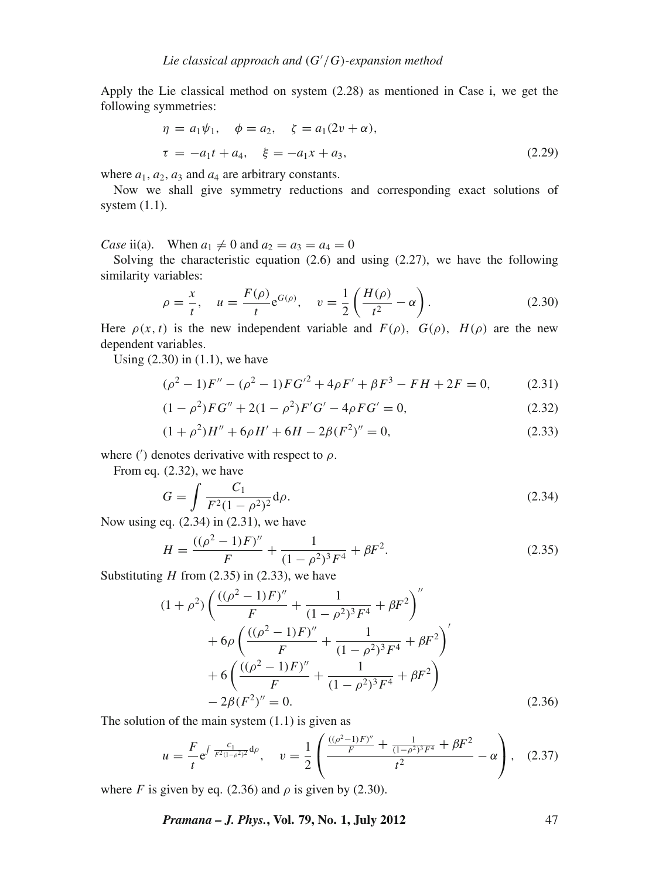Apply the Lie classical method on system (2.28) as mentioned in Case i, we get the following symmetries:

$$
\begin{aligned}
\eta &= a_1\psi_1, \quad \phi = a_2, \quad \zeta = a_1(2v+\alpha), \\
\tau &= -a_1 t + a_4, \quad \xi = -a_1 x + a_3,
\end{aligned} \tag{2.29}
$$

where $a_1, a_2, a_3$ and $a_4$ are arbitrary constants.

Now we shall give symmetry reductions and corresponding exact solutions of system (1.1).

*Case* ii(a). When $a_1 \neq 0$ and $a_2 = a_3 = a_4 = 0$

Solving the characteristic equation (2.6) and using (2.27), we have the following similarity variables:

$$
\rho = \frac{x}{t}, \quad u = \frac{F(\rho)}{t} \mathrm{e}^{G(\rho)}, \quad v = \frac{1}{2}\left(\frac{H(\rho)}{t^2} - \alpha\right). \tag{2.30}
$$

Here $\rho(x,t)$ is the new independent variable and $F(\rho)$, $G(\rho)$, $H(\rho)$ are the new dependent variables.

Using (2.30) in (1.1), we have

$$
(\rho^2-1)F'' - (\rho^2-1)FG'^2 + 4\rho F' + \beta F^3 - FH + 2F = 0, \tag{2.31}
$$

$$
(1-\rho^2)FG'' + 2(1-\rho^2)F'G' - 4\rho FG' = 0, \tag{2.32}
$$

$$
(1+\rho^2)H'' + 6\rho H' + 6H - 2\beta(F^2)'' = 0, \tag{2.33}
$$

where ($'$) denotes derivative with respect to $\rho$.

From eq. (2.32), we have

$$
G = \int \frac{C_1}{F^2(1-\rho^2)^2}\mathrm{d}\rho. \tag{2.34}
$$

Now using eq. (2.34) in (2.31), we have

$$
H = \frac{((\rho^2-1)F)''}{F} + \frac{1}{(1-\rho^2)^3F^4} + \beta F^2. \tag{2.35}
$$

Substituting $H$ from (2.35) in (2.33), we have

$$
\begin{aligned}
(1+\rho^2)&\left(\frac{((\rho^2-1)F)''}{F} + \frac{1}{(1-\rho^2)^3F^4} + \beta F^2\right)'' \\
&+ 6\rho\left(\frac{((\rho^2-1)F)''}{F} + \frac{1}{(1-\rho^2)^3F^4} + \beta F^2\right)' \\
&+ 6\left(\frac{((\rho^2-1)F)''}{F} + \frac{1}{(1-\rho^2)^3F^4} + \beta F^2\right) \\
&- 2\beta(F^2)'' = 0.
\end{aligned} \tag{2.36}
$$

The solution of the main system (1.1) is given as

$$
u = \frac{F}{t}\mathrm{e}^{\int \frac{C_1}{F^2(1-\rho^2)^2}\mathrm{d}\rho}, \quad v = \frac{1}{2}\left(\frac{\frac{((\rho^2-1)F)''}{F} + \frac{1}{(1-\rho^2)^3F^4} + \beta F^2}{t^2} - \alpha\right), \tag{2.37}
$$

where $F$ is given by eq. (2.36) and $\rho$ is given by (2.30).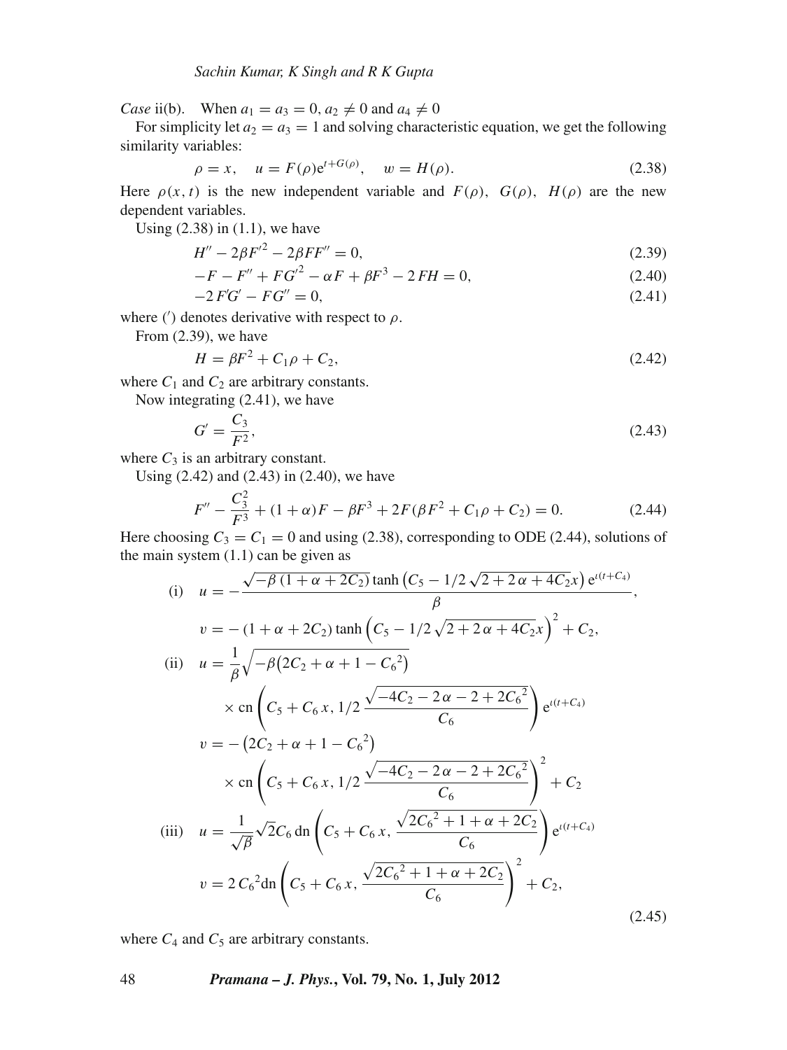*Case* ii(b). When $a_1 = a_3 = 0$, $a_2 \neq 0$ and $a_4 \neq 0$

For simplicity let $a_2 = a_3 = 1$ and solving characteristic equation, we get the following similarity variables:

$$\rho = x, \quad u = F(\rho)\mathrm{e}^{\iota t + G(\rho)}, \quad w = H(\rho). \tag{2.38}$$

Here $\rho(x,t)$ is the new independent variable and $F(\rho)$, $G(\rho)$, $H(\rho)$ are the new dependent variables.

Using (2.38) in (1.1), we have

$$H'' - 2\beta F'^2 - 2\beta F F'' = 0, \tag{2.39}$$

$$-F - F'' + FG'^2 - \alpha F + \beta F^3 - 2FH = 0, \tag{2.40}$$

$$-2F'G' - FG'' = 0, \tag{2.41}$$

where $(')$ denotes derivative with respect to $\rho$.

From (2.39), we have

$$H = \beta F^2 + C_1\rho + C_2, \tag{2.42}$$

where $C_1$ and $C_2$ are arbitrary constants.

Now integrating (2.41), we have

$$G' = \frac{C_3}{F^2}, \tag{2.43}$$

where $C_3$ is an arbitrary constant.

Using (2.42) and (2.43) in (2.40), we have

$$F'' - \frac{C_3^2}{F^3} + (1+\alpha)F - \beta F^3 + 2F(\beta F^2 + C_1\rho + C_2) = 0. \tag{2.44}$$

Here choosing $C_3 = C_1 = 0$ and using (2.38), corresponding to ODE (2.44), solutions of the main system (1.1) can be given as

$$
\begin{aligned}
\text{(i)}\quad u &= -\frac{\sqrt{-\beta\,(1+\alpha+2C_2)}\tanh\left(C_5 - 1/2\sqrt{2+2\,\alpha+4C_2}x\right)\mathrm{e}^{\iota(t+C_4)}}{\beta},\\
v &= -\,(1+\alpha+2C_2)\tanh\left(C_5 - 1/2\sqrt{2+2\,\alpha+4C_2}x\right)^2 + C_2,\\
\text{(ii)}\quad u &= \frac{1}{\beta}\sqrt{-\beta\left(2C_2+\alpha+1-{C_6}^2\right)}\\
&\quad\times \mathrm{cn}\left(C_5 + C_6\,x,\, 1/2\,\frac{\sqrt{-4C_2-2\,\alpha-2+2{C_6}^2}}{C_6}\right)\mathrm{e}^{\iota(t+C_4)}\\
v &= -\left(2C_2+\alpha+1-{C_6}^2\right)\\
&\quad\times \mathrm{cn}\left(C_5 + C_6\,x,\, 1/2\,\frac{\sqrt{-4C_2-2\,\alpha-2+2{C_6}^2}}{C_6}\right)^2 + C_2\\
\text{(iii)}\quad u &= \frac{1}{\sqrt{\beta}}\sqrt{2}C_6\,\mathrm{dn}\left(C_5 + C_6\,x,\, \frac{\sqrt{2{C_6}^2+1+\alpha+2C_2}}{C_6}\right)\mathrm{e}^{\iota(t+C_4)}\\
v &= 2\,{C_6}^2\mathrm{dn}\left(C_5 + C_6\,x,\, \frac{\sqrt{2{C_6}^2+1+\alpha+2C_2}}{C_6}\right)^2 + C_2,
\end{aligned}
\tag{2.45}
$$

where $C_4$ and $C_5$ are arbitrary constants.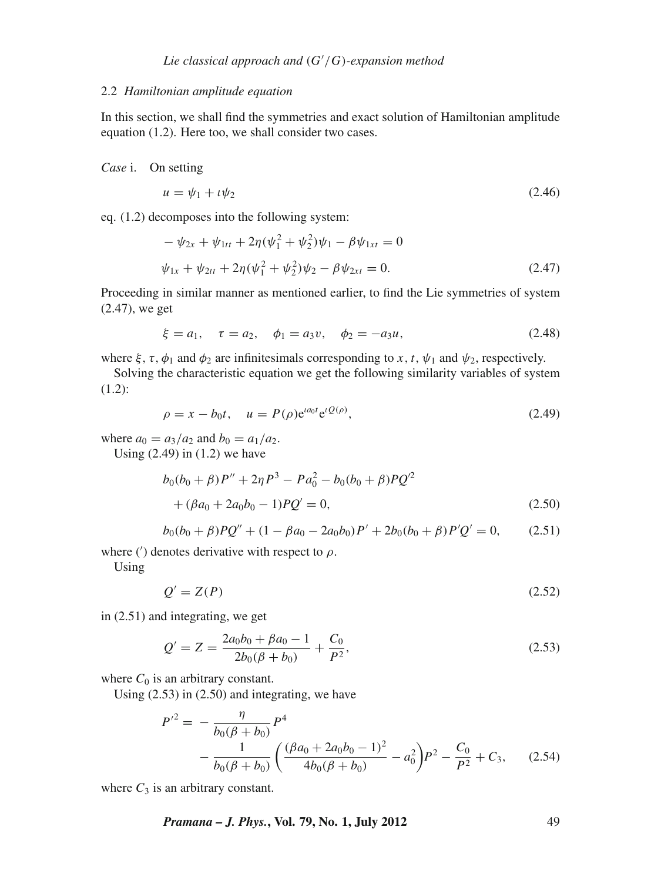### 2.2 *Hamiltonian amplitude equation*

In this section, we shall find the symmetries and exact solution of Hamiltonian amplitude equation (1.2). Here too, we shall consider two cases.

*Case* i. On setting

$$u = \psi_1 + \iota\psi_2 \tag{2.46}$$

eq. (1.2) decomposes into the following system:

$$\begin{aligned} &-\psi_{2x} + \psi_{1tt} + 2\eta(\psi_1^2 + \psi_2^2)\psi_1 - \beta\psi_{1xt} = 0 \\ &\psi_{1x} + \psi_{2tt} + 2\eta(\psi_1^2 + \psi_2^2)\psi_2 - \beta\psi_{2xt} = 0. \end{aligned} \tag{2.47}$$

Proceeding in similar manner as mentioned earlier, to find the Lie symmetries of system (2.47), we get

$$\xi = a_1, \quad \tau = a_2, \quad \phi_1 = a_3 v, \quad \phi_2 = -a_3 u, \tag{2.48}$$

where $\xi$, $\tau$, $\phi_1$ and $\phi_2$ are infinitesimals corresponding to $x$, $t$, $\psi_1$ and $\psi_2$, respectively.

Solving the characteristic equation we get the following similarity variables of system (1.2):

$$\rho = x - b_0 t, \quad u = P(\rho)\mathrm{e}^{\iota a_0 t}\mathrm{e}^{\iota Q(\rho)}, \tag{2.49}$$

where $a_0 = a_3/a_2$ and $b_0 = a_1/a_2$.

Using (2.49) in (1.2) we have

$$\begin{aligned} &b_0(b_0 + \beta)P'' + 2\eta P^3 - P a_0^2 - b_0(b_0 + \beta)PQ'^2 \\ &\quad + (\beta a_0 + 2a_0 b_0 - 1)PQ' = 0, \end{aligned} \tag{2.50}$$

$$b_0(b_0 + \beta)PQ'' + (1 - \beta a_0 - 2a_0 b_0)P' + 2b_0(b_0 + \beta)P'Q' = 0, \tag{2.51}$$

where ($'$) denotes derivative with respect to $\rho$.

Using

$$Q' = Z(P) \tag{2.52}$$

in (2.51) and integrating, we get

$$Q' = Z = \frac{2a_0 b_0 + \beta a_0 - 1}{2b_0(\beta + b_0)} + \frac{C_0}{P^2}, \tag{2.53}$$

where $C_0$ is an arbitrary constant.

Using (2.53) in (2.50) and integrating, we have

$$\begin{aligned} P'^2 = &-\frac{\eta}{b_0(\beta + b_0)}P^4 \\ &- \frac{1}{b_0(\beta + b_0)}\left(\frac{(\beta a_0 + 2a_0 b_0 - 1)^2}{4b_0(\beta + b_0)} - a_0^2\right)P^2 - \frac{C_0}{P^2} + C_3, \end{aligned} \tag{2.54}$$

where $C_3$ is an arbitrary constant.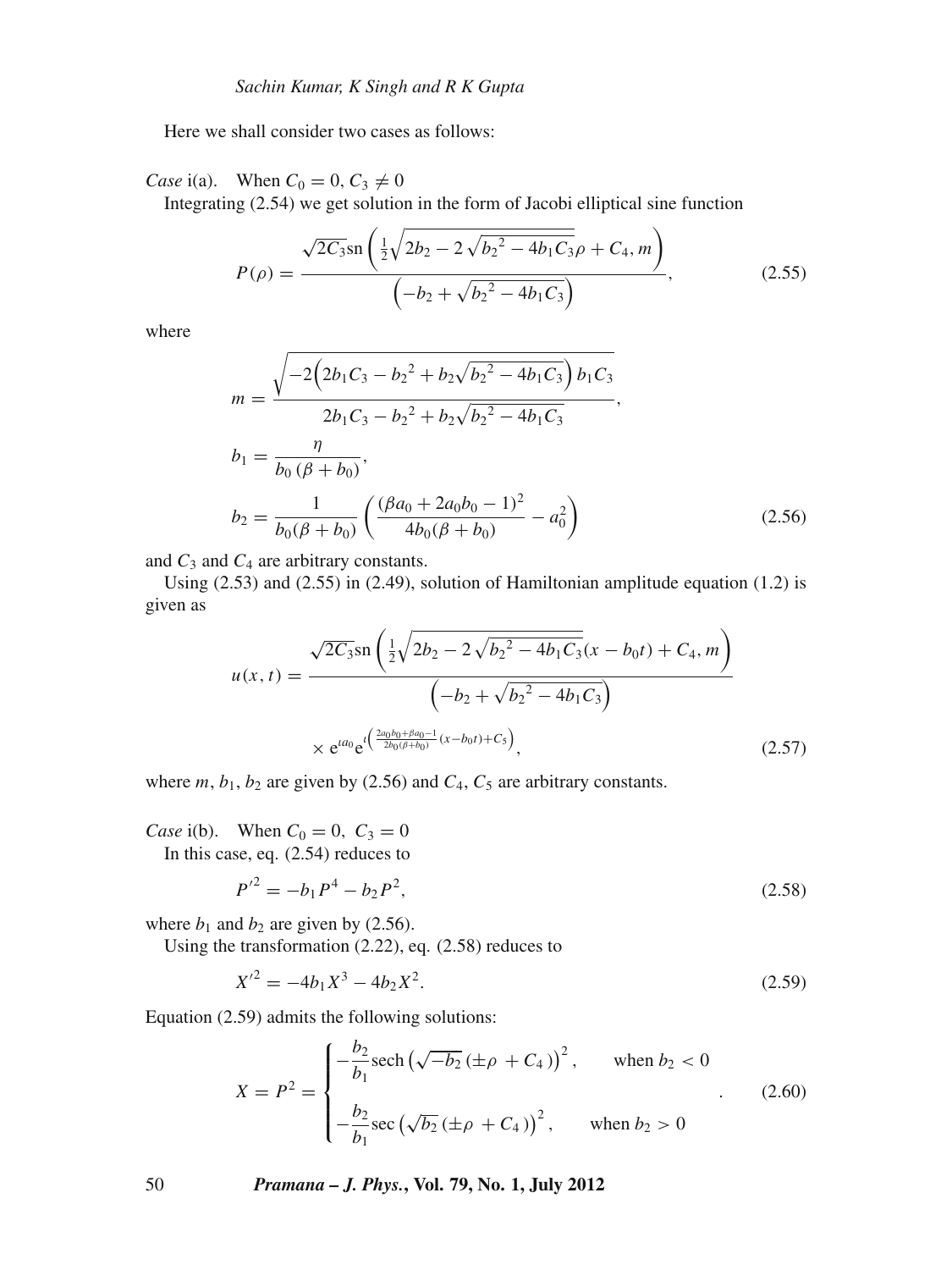Here we shall consider two cases as follows:

*Case* i(a). When $C_0 = 0$, $C_3 \neq 0$

Integrating (2.54) we get solution in the form of Jacobi elliptical sine function

$$P(\rho) = \frac{\sqrt{2C_3}\,\mathrm{sn}\left(\frac{1}{2}\sqrt{2b_2 - 2\sqrt{{b_2}^2 - 4b_1C_3}}\,\rho + C_4, m\right)}{\left(-b_2 + \sqrt{{b_2}^2 - 4b_1C_3}\right)}, \tag{2.55}$$

where

$$m = \frac{\sqrt{-2\left(2b_1C_3 - {b_2}^2 + b_2\sqrt{{b_2}^2 - 4b_1C_3}\right)b_1C_3}}{2b_1C_3 - {b_2}^2 + b_2\sqrt{{b_2}^2 - 4b_1C_3}},$$

$$b_1 = \frac{\eta}{b_0(\beta + b_0)},$$

$$b_2 = \frac{1}{b_0(\beta + b_0)}\left(\frac{(\beta a_0 + 2a_0b_0 - 1)^2}{4b_0(\beta + b_0)} - a_0^2\right) \tag{2.56}$$

and $C_3$ and $C_4$ are arbitrary constants.

Using (2.53) and (2.55) in (2.49), solution of Hamiltonian amplitude equation (1.2) is given as

$$u(x,t) = \frac{\sqrt{2C_3}\,\mathrm{sn}\left(\frac{1}{2}\sqrt{2b_2 - 2\sqrt{{b_2}^2 - 4b_1C_3}}(x - b_0t) + C_4, m\right)}{\left(-b_2 + \sqrt{{b_2}^2 - 4b_1C_3}\right)} \times \mathrm{e}^{\iota a_0}\mathrm{e}^{\iota\left(\frac{2a_0b_0 + \beta a_0 - 1}{2b_0(\beta + b_0)}(x - b_0t) + C_5\right)}, \tag{2.57}$$

where $m$, $b_1$, $b_2$ are given by (2.56) and $C_4$, $C_5$ are arbitrary constants.

*Case* i(b). When $C_0 = 0$, $C_3 = 0$

In this case, eq. (2.54) reduces to

$$P'^2 = -b_1P^4 - b_2P^2, \tag{2.58}$$

where $b_1$ and $b_2$ are given by (2.56).

Using the transformation (2.22), eq. (2.58) reduces to

$$X'^2 = -4b_1X^3 - 4b_2X^2. \tag{2.59}$$

Equation (2.59) admits the following solutions:

$$X = P^2 = \begin{cases} -\dfrac{b_2}{b_1}\mathrm{sech}\left(\sqrt{-b_2}\,(\pm\rho + C_4)\right)^2, & \text{when } b_2 < 0 \\[2ex] -\dfrac{b_2}{b_1}\sec\left(\sqrt{b_2}\,(\pm\rho + C_4)\right)^2, & \text{when } b_2 > 0 \end{cases}. \tag{2.60}$$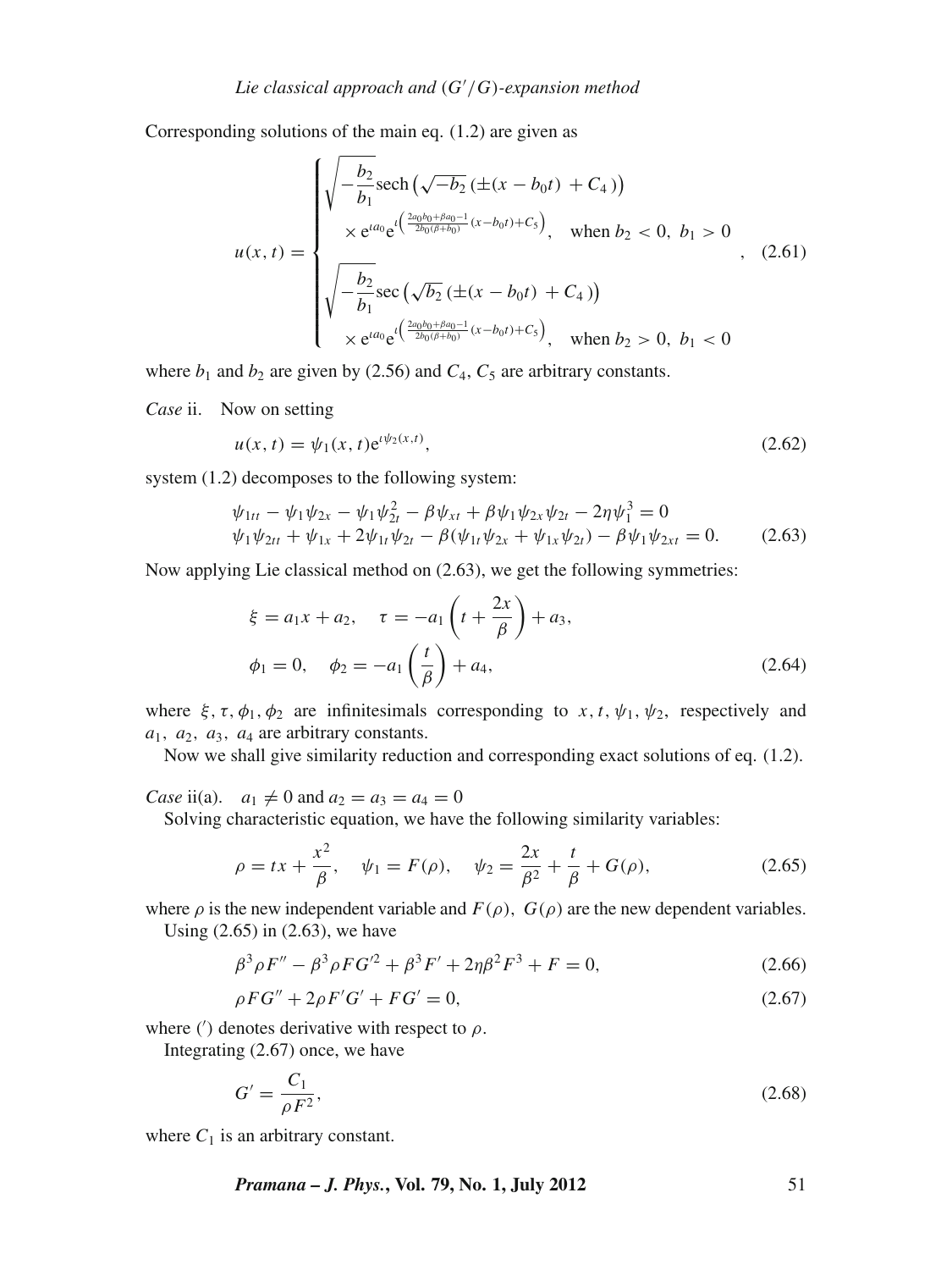Corresponding solutions of the main eq. (1.2) are given as

$$
u(x,t)=\begin{cases}\sqrt{-\dfrac{b_2}{b_1}}\operatorname{sech}\left(\sqrt{-b_2}\,(\pm(x-b_0t)\;+C_4\,)\right)\\ \quad\times\,\mathrm{e}^{\iota a_0}\mathrm{e}^{\iota\left(\frac{2a_0b_0+\beta a_0-1}{2b_0(\beta+b_0)}(x-b_0t)+C_5\right)},\quad\text{when } b_2<0,\ b_1>0\\ \sqrt{-\dfrac{b_2}{b_1}}\sec\left(\sqrt{b_2}\,(\pm(x-b_0t)\;+C_4\,)\right)\\ \quad\times\,\mathrm{e}^{\iota a_0}\mathrm{e}^{\iota\left(\frac{2a_0b_0+\beta a_0-1}{2b_0(\beta+b_0)}(x-b_0t)+C_5\right)},\quad\text{when } b_2>0,\ b_1<0\end{cases},\quad(2.61)
$$

where $b_1$ and $b_2$ are given by (2.56) and $C_4$, $C_5$ are arbitrary constants.

*Case* ii. Now on setting

$$
u(x,t)=\psi_1(x,t)\mathrm{e}^{\iota\psi_2(x,t)},\tag{2.62}
$$

system (1.2) decomposes to the following system:

$$
\begin{aligned}
&\psi_{1tt}-\psi_1\psi_{2x}-\psi_1\psi_{2t}^2-\beta\psi_{xt}+\beta\psi_1\psi_{2x}\psi_{2t}-2\eta\psi_1^3=0\\
&\psi_1\psi_{2tt}+\psi_{1x}+2\psi_{1t}\psi_{2t}-\beta(\psi_{1t}\psi_{2x}+\psi_{1x}\psi_{2t})-\beta\psi_1\psi_{2xt}=0.
\end{aligned}\tag{2.63}
$$

Now applying Lie classical method on (2.63), we get the following symmetries:

$$
\begin{aligned}
&\xi=a_1x+a_2,\quad \tau=-a_1\left(t+\frac{2x}{\beta}\right)+a_3,\\
&\phi_1=0,\quad \phi_2=-a_1\left(\frac{t}{\beta}\right)+a_4,
\end{aligned}\tag{2.64}
$$

where $\xi,\tau,\phi_1,\phi_2$ are infinitesimals corresponding to $x,t,\psi_1,\psi_2$, respectively and $a_1,\ a_2,\ a_3,\ a_4$ are arbitrary constants.

Now we shall give similarity reduction and corresponding exact solutions of eq. (1.2).

*Case* ii(a). $a_1\neq 0$ and $a_2=a_3=a_4=0$

Solving characteristic equation, we have the following similarity variables:

$$
\rho=tx+\frac{x^2}{\beta},\quad \psi_1=F(\rho),\quad \psi_2=\frac{2x}{\beta^2}+\frac{t}{\beta}+G(\rho),\tag{2.65}
$$

where $\rho$ is the new independent variable and $F(\rho),\ G(\rho)$ are the new dependent variables.

Using (2.65) in (2.63), we have

$$
\beta^3\rho F''-\beta^3\rho FG'^2+\beta^3F'+2\eta\beta^2F^3+F=0,\tag{2.66}
$$

$$
\rho FG''+2\rho F'G'+FG'=0,\tag{2.67}
$$

where $(')$ denotes derivative with respect to $\rho$.

Integrating (2.67) once, we have

$$
G'=\frac{C_1}{\rho F^2},\tag{2.68}
$$

where $C_1$ is an arbitrary constant.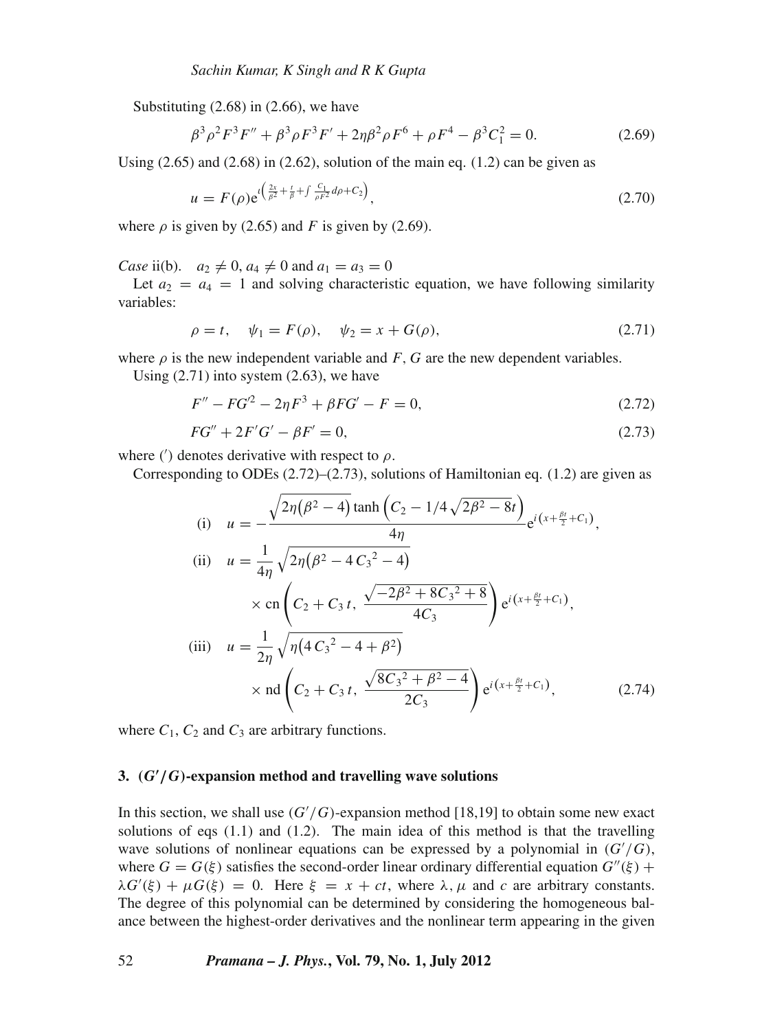Substituting (2.68) in (2.66), we have

$$\beta^3\rho^2F^3F'' + \beta^3\rho F^3F' + 2\eta\beta^2\rho F^6 + \rho F^4 - \beta^3C_1^2 = 0. \tag{2.69}$$

Using (2.65) and (2.68) in (2.62), solution of the main eq. (1.2) can be given as

$$u = F(\rho)\mathrm{e}^{\iota\left(\frac{2x}{\beta^2} + \frac{t}{\beta} + \int \frac{C_1}{\rho F^2} d\rho + C_2\right)}, \tag{2.70}$$

where $\rho$ is given by (2.65) and $F$ is given by (2.69).

*Case* ii(b). $a_2 \neq 0, a_4 \neq 0$ and $a_1 = a_3 = 0$

Let $a_2 = a_4 = 1$ and solving characteristic equation, we have following similarity variables:

$$\rho = t, \quad \psi_1 = F(\rho), \quad \psi_2 = x + G(\rho), \tag{2.71}$$

where $\rho$ is the new independent variable and $F$, $G$ are the new dependent variables.

Using (2.71) into system (2.63), we have

$$F'' - FG'^2 - 2\eta F^3 + \beta FG' - F = 0, \tag{2.72}$$

$$FG'' + 2F'G' - \beta F' = 0, \tag{2.73}$$

where ($'$) denotes derivative with respect to $\rho$.

Corresponding to ODEs (2.72)–(2.73), solutions of Hamiltonian eq. (1.2) are given as

$$\text{(i)} \quad u = -\frac{\sqrt{2\eta(\beta^2 - 4)}\tanh\left(C_2 - 1/4\sqrt{2\beta^2 - 8}t\right)}{4\eta}\mathrm{e}^{i\left(x + \frac{\beta t}{2} + C_1\right)},$$

$$\text{(ii)} \quad u = \frac{1}{4\eta}\sqrt{2\eta\left(\beta^2 - 4\,{C_3}^2 - 4\right)} \times \mathrm{cn}\left(C_2 + C_3\,t,\ \frac{\sqrt{-2\beta^2 + 8{C_3}^2 + 8}}{4C_3}\right)\mathrm{e}^{i\left(x + \frac{\beta t}{2} + C_1\right)},$$

$$\text{(iii)} \quad u = \frac{1}{2\eta}\sqrt{\eta\left(4\,{C_3}^2 - 4 + \beta^2\right)} \times \mathrm{nd}\left(C_2 + C_3\,t,\ \frac{\sqrt{8{C_3}^2 + \beta^2 - 4}}{2C_3}\right)\mathrm{e}^{i\left(x + \frac{\beta t}{2} + C_1\right)}, \tag{2.74}$$

where $C_1$, $C_2$ and $C_3$ are arbitrary functions.

## 3. $(G'/G)$-expansion method and travelling wave solutions

In this section, we shall use $(G'/G)$-expansion method [18,19] to obtain some new exact solutions of eqs (1.1) and (1.2). The main idea of this method is that the travelling wave solutions of nonlinear equations can be expressed by a polynomial in $(G'/G)$, where $G = G(\xi)$ satisfies the second-order linear ordinary differential equation $G''(\xi) + \lambda G'(\xi) + \mu G(\xi) = 0$. Here $\xi = x + ct$, where $\lambda, \mu$ and $c$ are arbitrary constants. The degree of this polynomial can be determined by considering the homogeneous balance between the highest-order derivatives and the nonlinear term appearing in the given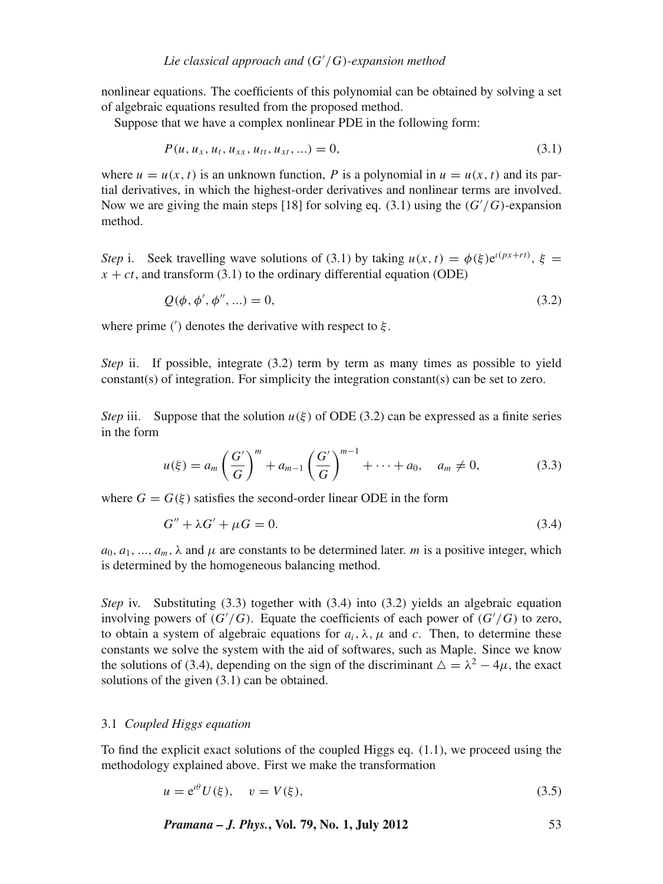nonlinear equations. The coefficients of this polynomial can be obtained by solving a set of algebraic equations resulted from the proposed method.

Suppose that we have a complex nonlinear PDE in the following form:

$$P(u, u_x, u_t, u_{xx}, u_{tt}, u_{xt}, ...) = 0, \tag{3.1}$$

where $u = u(x, t)$ is an unknown function, $P$ is a polynomial in $u = u(x, t)$ and its partial derivatives, in which the highest-order derivatives and nonlinear terms are involved. Now we are giving the main steps [18] for solving eq. (3.1) using the $(G'/G)$-expansion method.

*Step* i. Seek travelling wave solutions of (3.1) by taking $u(x, t) = \phi(\xi)\mathrm{e}^{\iota(px+rt)}$, $\xi = x + ct$, and transform (3.1) to the ordinary differential equation (ODE)

$$Q(\phi, \phi', \phi'', ...) = 0, \tag{3.2}$$

where prime ($'$) denotes the derivative with respect to $\xi$.

*Step* ii. If possible, integrate (3.2) term by term as many times as possible to yield constant(s) of integration. For simplicity the integration constant(s) can be set to zero.

*Step* iii. Suppose that the solution $u(\xi)$ of ODE (3.2) can be expressed as a finite series in the form

$$u(\xi) = a_m \left(\frac{G'}{G}\right)^m + a_{m-1}\left(\frac{G'}{G}\right)^{m-1} + \cdots + a_0, \quad a_m \neq 0, \tag{3.3}$$

where $G = G(\xi)$ satisfies the second-order linear ODE in the form

$$G'' + \lambda G' + \mu G = 0. \tag{3.4}$$

$a_0, a_1, ..., a_m$, $\lambda$ and $\mu$ are constants to be determined later. $m$ is a positive integer, which is determined by the homogeneous balancing method.

*Step* iv. Substituting (3.3) together with (3.4) into (3.2) yields an algebraic equation involving powers of $(G'/G)$. Equate the coefficients of each power of $(G'/G)$ to zero, to obtain a system of algebraic equations for $a_i$, $\lambda$, $\mu$ and $c$. Then, to determine these constants we solve the system with the aid of softwares, such as Maple. Since we know the solutions of (3.4), depending on the sign of the discriminant $\triangle = \lambda^2 - 4\mu$, the exact solutions of the given (3.1) can be obtained.

### 3.1 *Coupled Higgs equation*

To find the explicit exact solutions of the coupled Higgs eq. (1.1), we proceed using the methodology explained above. First we make the transformation

$$u = \mathrm{e}^{\iota\theta}U(\xi), \quad v = V(\xi), \tag{3.5}$$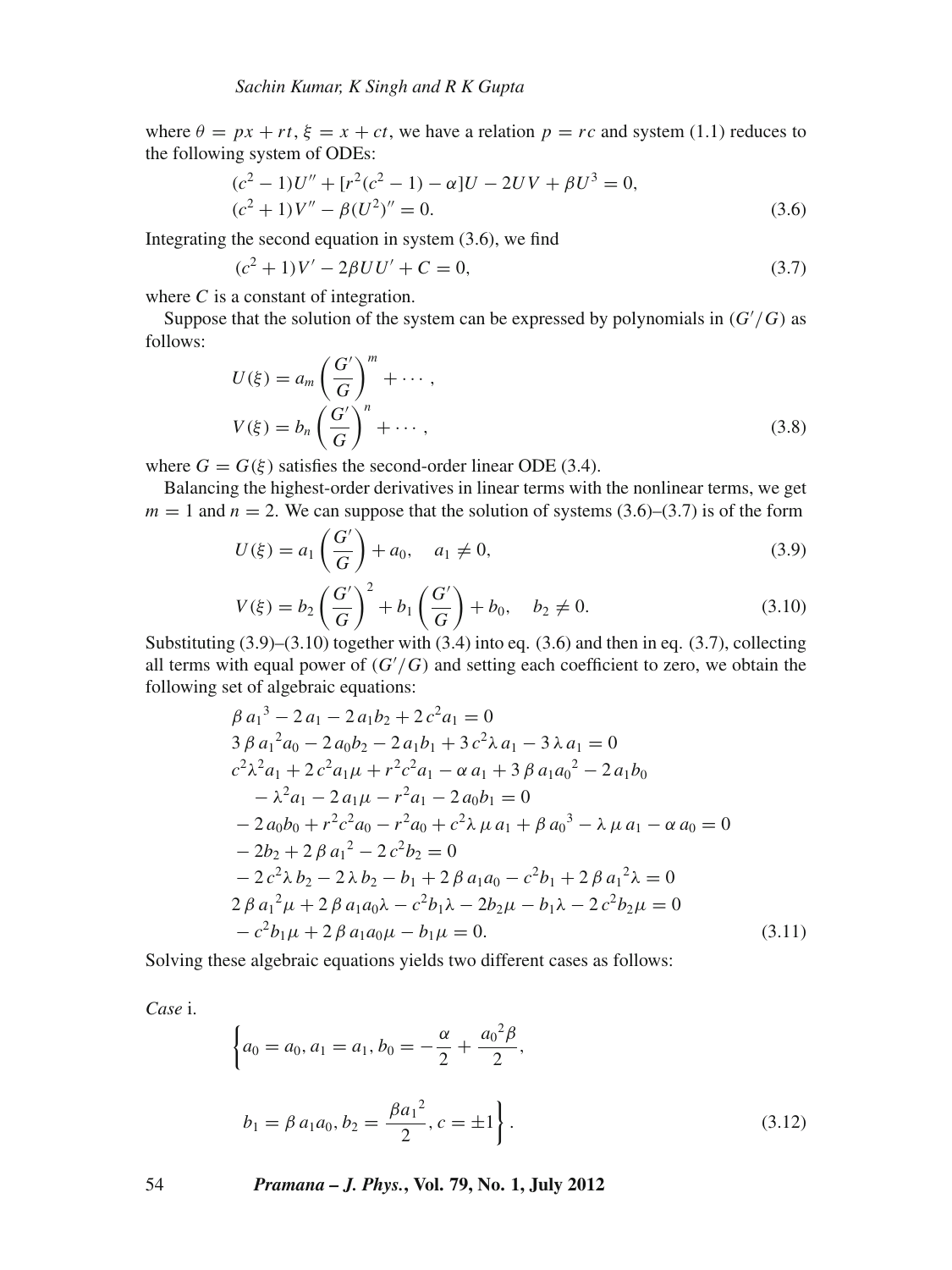where $\theta = px + rt$, $\xi = x + ct$, we have a relation $p = rc$ and system (1.1) reduces to the following system of ODEs:

$$
\begin{aligned}
&(c^2 - 1)U'' + [r^2(c^2 - 1) - \alpha]U - 2UV + \beta U^3 = 0,\\
&(c^2 + 1)V'' - \beta(U^2)'' = 0.
\end{aligned}
\tag{3.6}
$$

Integrating the second equation in system (3.6), we find

$$
(c^2 + 1)V' - 2\beta UU' + C = 0,
\tag{3.7}
$$

where $C$ is a constant of integration.

Suppose that the solution of the system can be expressed by polynomials in $(G'/G)$ as follows:

$$
\begin{aligned}
U(\xi) &= a_m \left(\frac{G'}{G}\right)^m + \cdots,\\
V(\xi) &= b_n \left(\frac{G'}{G}\right)^n + \cdots,
\end{aligned}
\tag{3.8}
$$

where $G = G(\xi)$ satisfies the second-order linear ODE (3.4).

Balancing the highest-order derivatives in linear terms with the nonlinear terms, we get $m = 1$ and $n = 2$. We can suppose that the solution of systems (3.6)–(3.7) is of the form

$$
U(\xi) = a_1 \left(\frac{G'}{G}\right) + a_0, \quad a_1 \neq 0,
\tag{3.9}
$$

$$
V(\xi) = b_2 \left(\frac{G'}{G}\right)^2 + b_1 \left(\frac{G'}{G}\right) + b_0, \quad b_2 \neq 0.
\tag{3.10}
$$

Substituting (3.9)–(3.10) together with (3.4) into eq. (3.6) and then in eq. (3.7), collecting all terms with equal power of $(G'/G)$ and setting each coefficient to zero, we obtain the following set of algebraic equations:

$$
\begin{aligned}
&\beta\, {a_1}^3 - 2\, a_1 - 2\, a_1 b_2 + 2\, c^2 a_1 = 0\\
&3\, \beta\, {a_1}^2 a_0 - 2\, a_0 b_2 - 2\, a_1 b_1 + 3\, c^2 \lambda\, a_1 - 3\, \lambda\, a_1 = 0\\
&c^2 \lambda^2 a_1 + 2\, c^2 a_1 \mu + r^2 c^2 a_1 - \alpha\, a_1 + 3\, \beta\, a_1 {a_0}^2 - 2\, a_1 b_0\\
&\quad - \lambda^2 a_1 - 2\, a_1 \mu - r^2 a_1 - 2\, a_0 b_1 = 0\\
&-2\, a_0 b_0 + r^2 c^2 a_0 - r^2 a_0 + c^2 \lambda\, \mu\, a_1 + \beta\, {a_0}^3 - \lambda\, \mu\, a_1 - \alpha\, a_0 = 0\\
&-2 b_2 + 2\, \beta\, {a_1}^2 - 2\, c^2 b_2 = 0\\
&-2\, c^2 \lambda\, b_2 - 2\, \lambda\, b_2 - b_1 + 2\, \beta\, a_1 a_0 - c^2 b_1 + 2\, \beta\, {a_1}^2 \lambda = 0\\
&2\, \beta\, {a_1}^2 \mu + 2\, \beta\, a_1 a_0 \lambda - c^2 b_1 \lambda - 2 b_2 \mu - b_1 \lambda - 2\, c^2 b_2 \mu = 0\\
&-c^2 b_1 \mu + 2\, \beta\, a_1 a_0 \mu - b_1 \mu = 0.
\end{aligned}
\tag{3.11}
$$

Solving these algebraic equations yields two different cases as follows:

*Case* i.

$$
\left\{ a_0 = a_0, a_1 = a_1, b_0 = -\frac{\alpha}{2} + \frac{{a_0}^2 \beta}{2}, \right.
$$

$$
\left. b_1 = \beta\, a_1 a_0, b_2 = \frac{\beta {a_1}^2}{2}, c = \pm 1 \right\}.
\tag{3.12}
$$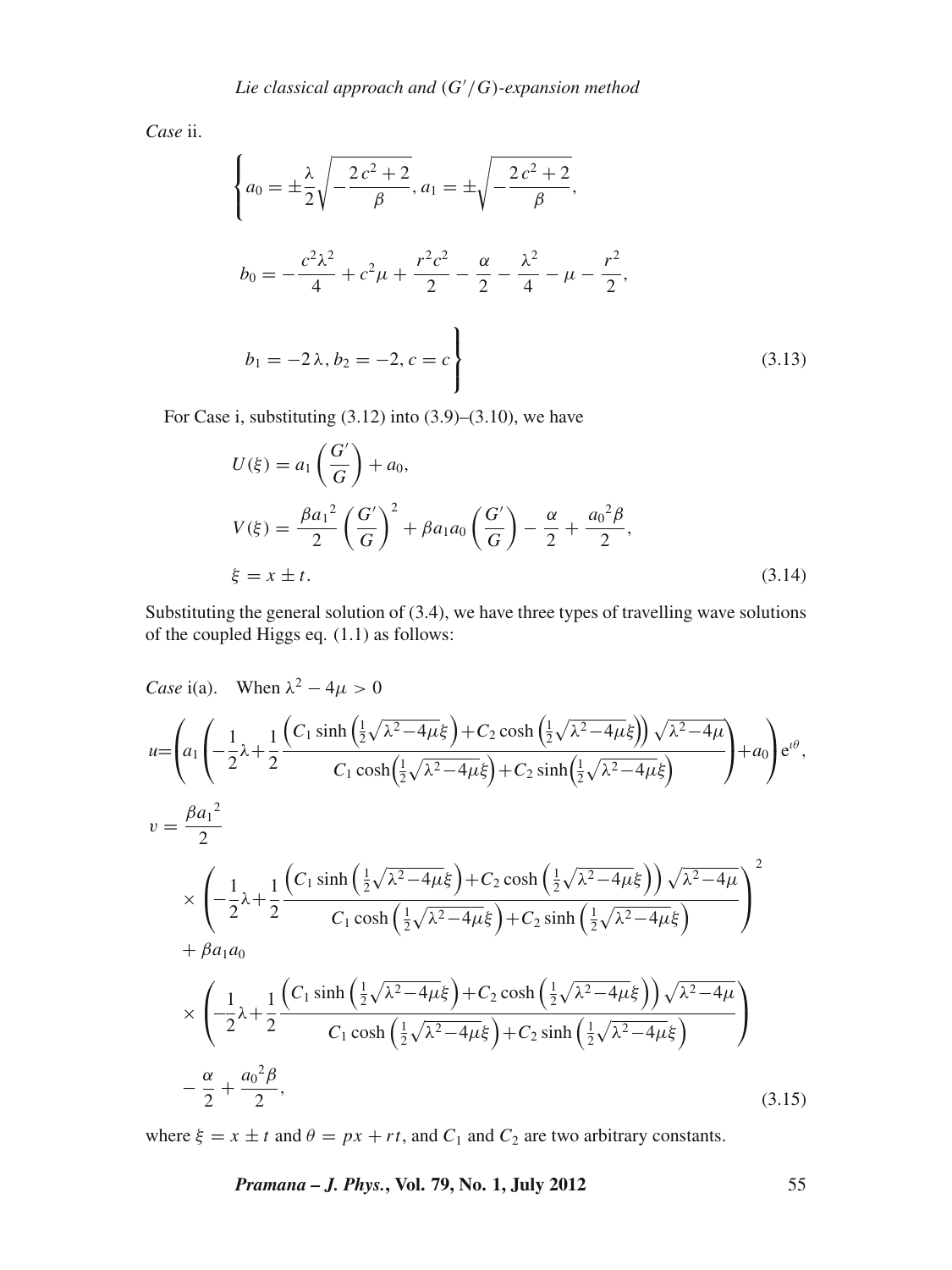*Case* ii.

$$\left\{ a_0 = \pm\frac{\lambda}{2}\sqrt{-\frac{2c^2+2}{\beta}},\, a_1 = \pm\sqrt{-\frac{2c^2+2}{\beta}},\right.$$

$$b_0 = -\frac{c^2\lambda^2}{4} + c^2\mu + \frac{r^2c^2}{2} - \frac{\alpha}{2} - \frac{\lambda^2}{4} - \mu - \frac{r^2}{2},$$

$$\left. b_1 = -2\lambda,\, b_2 = -2,\, c = c \right\} \tag{3.13}$$

For Case i, substituting (3.12) into (3.9)–(3.10), we have

$$U(\xi) = a_1\left(\frac{G'}{G}\right) + a_0,$$

$$V(\xi) = \frac{\beta {a_1}^2}{2}\left(\frac{G'}{G}\right)^2 + \beta a_1 a_0\left(\frac{G'}{G}\right) - \frac{\alpha}{2} + \frac{{a_0}^2\beta}{2},$$

$$\xi = x \pm t. \tag{3.14}$$

Substituting the general solution of (3.4), we have three types of travelling wave solutions of the coupled Higgs eq. (1.1) as follows:

*Case* i(a). When $\lambda^2 - 4\mu > 0$

$$u=\left(a_1\left(-\frac{1}{2}\lambda+\frac{1}{2}\frac{\left(C_1\sinh\left(\frac{1}{2}\sqrt{\lambda^2-4\mu}\xi\right)+C_2\cosh\left(\frac{1}{2}\sqrt{\lambda^2-4\mu}\xi\right)\right)\sqrt{\lambda^2-4\mu}}{C_1\cosh\left(\frac{1}{2}\sqrt{\lambda^2-4\mu}\xi\right)+C_2\sinh\left(\frac{1}{2}\sqrt{\lambda^2-4\mu}\xi\right)}\right)+a_0\right)\mathrm{e}^{\iota\theta},$$

$$v = \frac{\beta {a_1}^2}{2}$$

$$\times\left(-\frac{1}{2}\lambda+\frac{1}{2}\frac{\left(C_1\sinh\left(\frac{1}{2}\sqrt{\lambda^2-4\mu}\xi\right)+C_2\cosh\left(\frac{1}{2}\sqrt{\lambda^2-4\mu}\xi\right)\right)\sqrt{\lambda^2-4\mu}}{C_1\cosh\left(\frac{1}{2}\sqrt{\lambda^2-4\mu}\xi\right)+C_2\sinh\left(\frac{1}{2}\sqrt{\lambda^2-4\mu}\xi\right)}\right)^2$$

$$+\ \beta a_1 a_0$$

$$\times\left(-\frac{1}{2}\lambda+\frac{1}{2}\frac{\left(C_1\sinh\left(\frac{1}{2}\sqrt{\lambda^2-4\mu}\xi\right)+C_2\cosh\left(\frac{1}{2}\sqrt{\lambda^2-4\mu}\xi\right)\right)\sqrt{\lambda^2-4\mu}}{C_1\cosh\left(\frac{1}{2}\sqrt{\lambda^2-4\mu}\xi\right)+C_2\sinh\left(\frac{1}{2}\sqrt{\lambda^2-4\mu}\xi\right)}\right)$$

$$-\ \frac{\alpha}{2} + \frac{{a_0}^2\beta}{2}, \tag{3.15}$$

where $\xi = x \pm t$ and $\theta = px + rt$, and $C_1$ and $C_2$ are two arbitrary constants.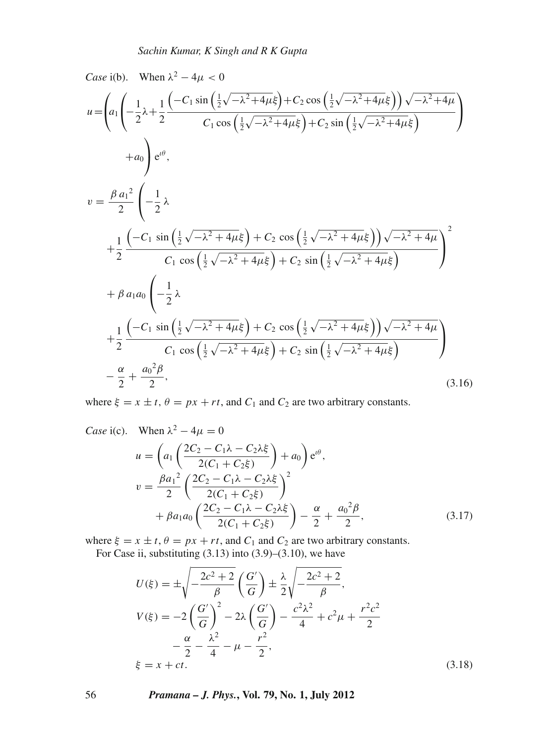*Case* i(b). When $\lambda^2 - 4\mu < 0$

$$
u=\left(a_1\left(-\frac{1}{2}\lambda+\frac{1}{2}\frac{\left(-C_1\sin\left(\frac{1}{2}\sqrt{-\lambda^2+4\mu}\xi\right)+C_2\cos\left(\frac{1}{2}\sqrt{-\lambda^2+4\mu}\xi\right)\right)\sqrt{-\lambda^2+4\mu}}{C_1\cos\left(\frac{1}{2}\sqrt{-\lambda^2+4\mu}\xi\right)+C_2\sin\left(\frac{1}{2}\sqrt{-\lambda^2+4\mu}\xi\right)}\right)+a_0\right)\mathrm{e}^{\iota\theta},
$$

$$
\begin{aligned}
v = {} & \frac{\beta a_1{}^2}{2}\left(-\frac{1}{2}\lambda + \frac{1}{2}\frac{\left(-C_1\sin\left(\frac{1}{2}\sqrt{-\lambda^2+4\mu}\xi\right)+C_2\cos\left(\frac{1}{2}\sqrt{-\lambda^2+4\mu}\xi\right)\right)\sqrt{-\lambda^2+4\mu}}{C_1\cos\left(\frac{1}{2}\sqrt{-\lambda^2+4\mu}\xi\right)+C_2\sin\left(\frac{1}{2}\sqrt{-\lambda^2+4\mu}\xi\right)}\right)^2 \\
& + \beta a_1 a_0\left(-\frac{1}{2}\lambda + \frac{1}{2}\frac{\left(-C_1\sin\left(\frac{1}{2}\sqrt{-\lambda^2+4\mu}\xi\right)+C_2\cos\left(\frac{1}{2}\sqrt{-\lambda^2+4\mu}\xi\right)\right)\sqrt{-\lambda^2+4\mu}}{C_1\cos\left(\frac{1}{2}\sqrt{-\lambda^2+4\mu}\xi\right)+C_2\sin\left(\frac{1}{2}\sqrt{-\lambda^2+4\mu}\xi\right)}\right) \\
& - \frac{\alpha}{2} + \frac{a_0{}^2\beta}{2},
\end{aligned}
\tag{3.16}
$$

where $\xi = x \pm t$, $\theta = px + rt$, and $C_1$ and $C_2$ are two arbitrary constants.

*Case* i(c). When $\lambda^2 - 4\mu = 0$

$$
\begin{aligned}
u &= \left(a_1\left(\frac{2C_2 - C_1\lambda - C_2\lambda\xi}{2(C_1 + C_2\xi)}\right) + a_0\right)\mathrm{e}^{\iota\theta}, \\
v &= \frac{\beta a_1{}^2}{2}\left(\frac{2C_2 - C_1\lambda - C_2\lambda\xi}{2(C_1 + C_2\xi)}\right)^2 \\
&\quad + \beta a_1 a_0\left(\frac{2C_2 - C_1\lambda - C_2\lambda\xi}{2(C_1 + C_2\xi)}\right) - \frac{\alpha}{2} + \frac{a_0{}^2\beta}{2},
\end{aligned}
\tag{3.17}
$$

where $\xi = x \pm t$, $\theta = px + rt$, and $C_1$ and $C_2$ are two arbitrary constants.

For Case ii, substituting (3.13) into (3.9)–(3.10), we have

$$
\begin{aligned}
U(\xi) &= \pm\sqrt{-\frac{2c^2+2}{\beta}}\left(\frac{G'}{G}\right) \pm \frac{\lambda}{2}\sqrt{-\frac{2c^2+2}{\beta}}, \\
V(\xi) &= -2\left(\frac{G'}{G}\right)^2 - 2\lambda\left(\frac{G'}{G}\right) - \frac{c^2\lambda^2}{4} + c^2\mu + \frac{r^2c^2}{2} \\
&\quad - \frac{\alpha}{2} - \frac{\lambda^2}{4} - \mu - \frac{r^2}{2}, \\
\xi &= x + ct.
\end{aligned}
\tag{3.18}
$$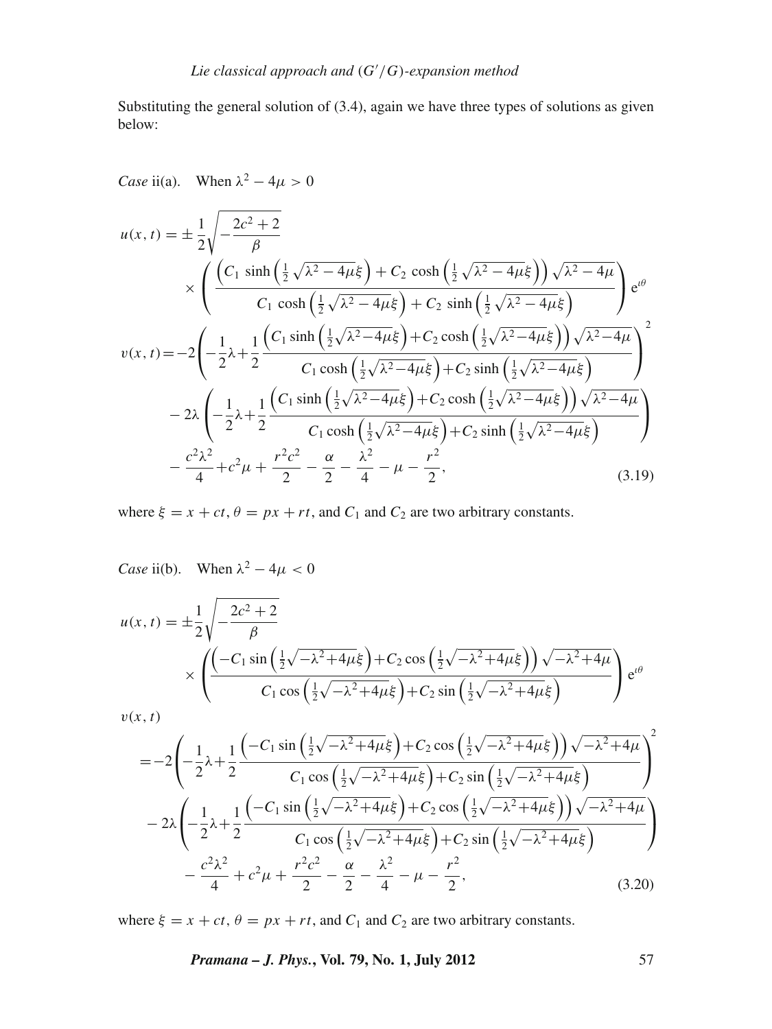Substituting the general solution of (3.4), again we have three types of solutions as given below:

*Case* ii(a). When $\lambda^2 - 4\mu > 0$

$$
\begin{aligned}
u(x,t) &= \pm \frac{1}{2}\sqrt{-\frac{2c^2+2}{\beta}} \\
&\quad \times \left( \frac{\left(C_1 \sinh\left(\frac{1}{2}\sqrt{\lambda^2-4\mu}\xi\right) + C_2 \cosh\left(\frac{1}{2}\sqrt{\lambda^2-4\mu}\xi\right)\right)\sqrt{\lambda^2-4\mu}}{C_1 \cosh\left(\frac{1}{2}\sqrt{\lambda^2-4\mu}\xi\right) + C_2 \sinh\left(\frac{1}{2}\sqrt{\lambda^2-4\mu}\xi\right)} \right) \mathrm{e}^{\iota\theta} \\
v(x,t) &= -2\left( -\frac{1}{2}\lambda + \frac{1}{2}\frac{\left(C_1 \sinh\left(\frac{1}{2}\sqrt{\lambda^2-4\mu}\xi\right) + C_2 \cosh\left(\frac{1}{2}\sqrt{\lambda^2-4\mu}\xi\right)\right)\sqrt{\lambda^2-4\mu}}{C_1 \cosh\left(\frac{1}{2}\sqrt{\lambda^2-4\mu}\xi\right) + C_2 \sinh\left(\frac{1}{2}\sqrt{\lambda^2-4\mu}\xi\right)} \right)^2 \\
&\quad - 2\lambda\left( -\frac{1}{2}\lambda + \frac{1}{2}\frac{\left(C_1 \sinh\left(\frac{1}{2}\sqrt{\lambda^2-4\mu}\xi\right) + C_2 \cosh\left(\frac{1}{2}\sqrt{\lambda^2-4\mu}\xi\right)\right)\sqrt{\lambda^2-4\mu}}{C_1 \cosh\left(\frac{1}{2}\sqrt{\lambda^2-4\mu}\xi\right) + C_2 \sinh\left(\frac{1}{2}\sqrt{\lambda^2-4\mu}\xi\right)} \right) \\
&\quad - \frac{c^2\lambda^2}{4} + c^2\mu + \frac{r^2c^2}{2} - \frac{\alpha}{2} - \frac{\lambda^2}{4} - \mu - \frac{r^2}{2},
\end{aligned}
\tag{3.19}
$$

where $\xi = x + ct$, $\theta = px + rt$, and $C_1$ and $C_2$ are two arbitrary constants.

*Case* ii(b). When $\lambda^2 - 4\mu < 0$

$$
\begin{aligned}
u(x,t) &= \pm \frac{1}{2}\sqrt{-\frac{2c^2+2}{\beta}} \\
&\quad \times \left( \frac{\left(-C_1 \sin\left(\frac{1}{2}\sqrt{-\lambda^2+4\mu}\xi\right) + C_2 \cos\left(\frac{1}{2}\sqrt{-\lambda^2+4\mu}\xi\right)\right)\sqrt{-\lambda^2+4\mu}}{C_1 \cos\left(\frac{1}{2}\sqrt{-\lambda^2+4\mu}\xi\right) + C_2 \sin\left(\frac{1}{2}\sqrt{-\lambda^2+4\mu}\xi\right)} \right) \mathrm{e}^{\iota\theta} \\
v&(x,t) \\
&= -2\left( -\frac{1}{2}\lambda + \frac{1}{2}\frac{\left(-C_1 \sin\left(\frac{1}{2}\sqrt{-\lambda^2+4\mu}\xi\right) + C_2 \cos\left(\frac{1}{2}\sqrt{-\lambda^2+4\mu}\xi\right)\right)\sqrt{-\lambda^2+4\mu}}{C_1 \cos\left(\frac{1}{2}\sqrt{-\lambda^2+4\mu}\xi\right) + C_2 \sin\left(\frac{1}{2}\sqrt{-\lambda^2+4\mu}\xi\right)} \right)^2 \\
&\quad - 2\lambda\left( -\frac{1}{2}\lambda + \frac{1}{2}\frac{\left(-C_1 \sin\left(\frac{1}{2}\sqrt{-\lambda^2+4\mu}\xi\right) + C_2 \cos\left(\frac{1}{2}\sqrt{-\lambda^2+4\mu}\xi\right)\right)\sqrt{-\lambda^2+4\mu}}{C_1 \cos\left(\frac{1}{2}\sqrt{-\lambda^2+4\mu}\xi\right) + C_2 \sin\left(\frac{1}{2}\sqrt{-\lambda^2+4\mu}\xi\right)} \right) \\
&\quad - \frac{c^2\lambda^2}{4} + c^2\mu + \frac{r^2c^2}{2} - \frac{\alpha}{2} - \frac{\lambda^2}{4} - \mu - \frac{r^2}{2},
\end{aligned}
\tag{3.20}
$$

where $\xi = x + ct$, $\theta = px + rt$, and $C_1$ and $C_2$ are two arbitrary constants.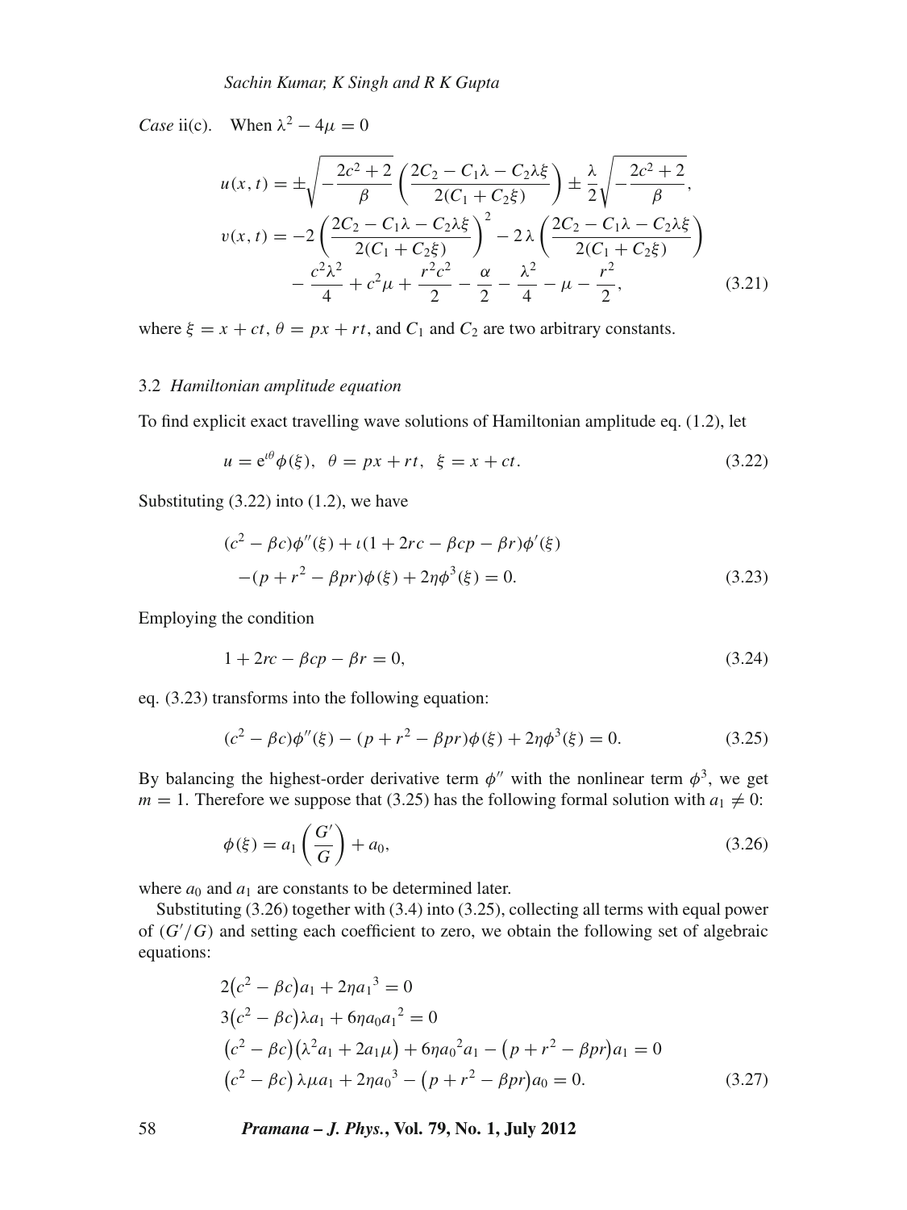*Case* ii(c). When $\lambda^2 - 4\mu = 0$

$$
\begin{aligned}
u(x,t) &= \pm\sqrt{-\frac{2c^2+2}{\beta}}\left(\frac{2C_2 - C_1\lambda - C_2\lambda\xi}{2(C_1+C_2\xi)}\right) \pm \frac{\lambda}{2}\sqrt{-\frac{2c^2+2}{\beta}}, \\
v(x,t) &= -2\left(\frac{2C_2 - C_1\lambda - C_2\lambda\xi}{2(C_1+C_2\xi)}\right)^2 - 2\lambda\left(\frac{2C_2 - C_1\lambda - C_2\lambda\xi}{2(C_1+C_2\xi)}\right) \\
&\quad - \frac{c^2\lambda^2}{4} + c^2\mu + \frac{r^2c^2}{2} - \frac{\alpha}{2} - \frac{\lambda^2}{4} - \mu - \frac{r^2}{2},
\end{aligned}
\tag{3.21}
$$

where $\xi = x + ct$, $\theta = px + rt$, and $C_1$ and $C_2$ are two arbitrary constants.

### 3.2 *Hamiltonian amplitude equation*

To find explicit exact travelling wave solutions of Hamiltonian amplitude eq. (1.2), let

$$
u = e^{\iota\theta}\phi(\xi), \quad \theta = px + rt, \quad \xi = x + ct. \tag{3.22}
$$

Substituting (3.22) into (1.2), we have

$$
\begin{aligned}
&(c^2 - \beta c)\phi''(\xi) + \iota(1 + 2rc - \beta cp - \beta r)\phi'(\xi) \\
&\quad -(p + r^2 - \beta pr)\phi(\xi) + 2\eta\phi^3(\xi) = 0.
\end{aligned}
\tag{3.23}
$$

Employing the condition

$$
1 + 2rc - \beta cp - \beta r = 0, \tag{3.24}
$$

eq. (3.23) transforms into the following equation:

$$
(c^2 - \beta c)\phi''(\xi) - (p + r^2 - \beta pr)\phi(\xi) + 2\eta\phi^3(\xi) = 0. \tag{3.25}
$$

By balancing the highest-order derivative term $\phi''$ with the nonlinear term $\phi^3$, we get $m = 1$. Therefore we suppose that (3.25) has the following formal solution with $a_1 \neq 0$:

$$
\phi(\xi) = a_1\left(\frac{G'}{G}\right) + a_0, \tag{3.26}
$$

where $a_0$ and $a_1$ are constants to be determined later.

Substituting (3.26) together with (3.4) into (3.25), collecting all terms with equal power of $(G'/G)$ and setting each coefficient to zero, we obtain the following set of algebraic equations:

$$
\begin{aligned}
&2(c^2 - \beta c)a_1 + 2\eta a_1{}^3 = 0 \\
&3(c^2 - \beta c)\lambda a_1 + 6\eta a_0 a_1{}^2 = 0 \\
&(c^2 - \beta c)(\lambda^2 a_1 + 2a_1\mu) + 6\eta a_0{}^2 a_1 - (p + r^2 - \beta pr)a_1 = 0 \\
&(c^2 - \beta c)\,\lambda\mu a_1 + 2\eta a_0{}^3 - (p + r^2 - \beta pr)a_0 = 0.
\end{aligned}
\tag{3.27}
$$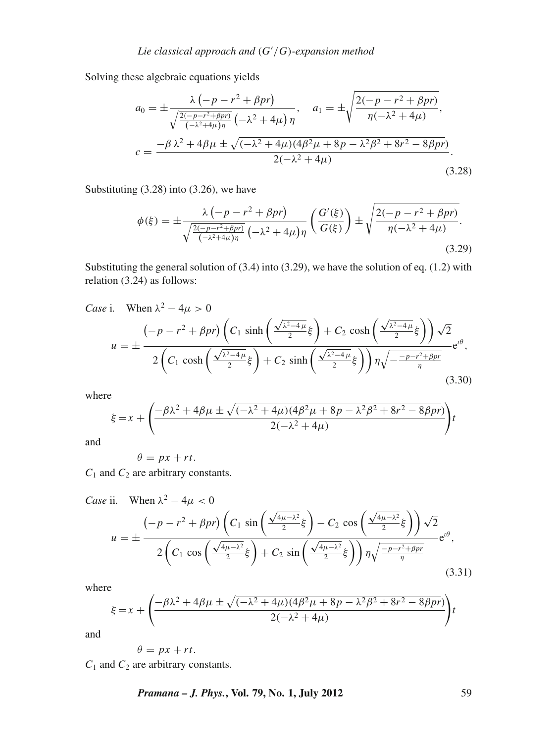Solving these algebraic equations yields

$$a_0 = \pm \frac{\lambda\left(-p - r^2 + \beta pr\right)}{\sqrt{\frac{2(-p-r^2+\beta pr)}{(-\lambda^2+4\mu)\eta}}\left(-\lambda^2 + 4\mu\right)\eta}, \quad a_1 = \pm\sqrt{\frac{2(-p - r^2 + \beta pr)}{\eta(-\lambda^2 + 4\mu)}},$$

$$c = \frac{-\beta\lambda^2 + 4\beta\mu \pm \sqrt{(-\lambda^2 + 4\mu)(4\beta^2\mu + 8p - \lambda^2\beta^2 + 8r^2 - 8\beta pr)}}{2(-\lambda^2 + 4\mu)}. \tag{3.28}$$

Substituting (3.28) into (3.26), we have

$$\phi(\xi) = \pm \frac{\lambda\left(-p - r^2 + \beta pr\right)}{\sqrt{\frac{2(-p-r^2+\beta pr)}{(-\lambda^2+4\mu)\eta}}\left(-\lambda^2 + 4\mu\right)\eta}\left(\frac{G'(\xi)}{G(\xi)}\right) \pm \sqrt{\frac{2(-p - r^2 + \beta pr)}{\eta(-\lambda^2 + 4\mu)}}. \tag{3.29}$$

Substituting the general solution of (3.4) into (3.29), we have the solution of eq. (1.2) with relation (3.24) as follows:

*Case* i. When $\lambda^2 - 4\mu > 0$

$$u = \pm \frac{\left(-p - r^2 + \beta pr\right)\left(C_1 \sinh\left(\frac{\sqrt{\lambda^2-4\mu}}{2}\xi\right) + C_2 \cosh\left(\frac{\sqrt{\lambda^2-4\mu}}{2}\xi\right)\right)\sqrt{2}}{2\left(C_1 \cosh\left(\frac{\sqrt{\lambda^2-4\mu}}{2}\xi\right) + C_2 \sinh\left(\frac{\sqrt{\lambda^2-4\mu}}{2}\xi\right)\right)\eta\sqrt{-\frac{-p-r^2+\beta pr}{\eta}}} e^{\iota\theta}, \tag{3.30}$$

where

$$\xi = x + \left(\frac{-\beta\lambda^2 + 4\beta\mu \pm \sqrt{(-\lambda^2 + 4\mu)(4\beta^2\mu + 8p - \lambda^2\beta^2 + 8r^2 - 8\beta pr)}}{2(-\lambda^2 + 4\mu)}\right)t$$

and

$$\theta = px + rt.$$

$C_1$ and $C_2$ are arbitrary constants.

*Case* ii. When $\lambda^2 - 4\mu < 0$

$$u = \pm \frac{\left(-p - r^2 + \beta pr\right)\left(C_1 \sin\left(\frac{\sqrt{4\mu-\lambda^2}}{2}\xi\right) - C_2 \cos\left(\frac{\sqrt{4\mu-\lambda^2}}{2}\xi\right)\right)\sqrt{2}}{2\left(C_1 \cos\left(\frac{\sqrt{4\mu-\lambda^2}}{2}\xi\right) + C_2 \sin\left(\frac{\sqrt{4\mu-\lambda^2}}{2}\xi\right)\right)\eta\sqrt{\frac{-p-r^2+\beta pr}{\eta}}} e^{\iota\theta}, \tag{3.31}$$

where

$$\xi = x + \left(\frac{-\beta\lambda^2 + 4\beta\mu \pm \sqrt{(-\lambda^2 + 4\mu)(4\beta^2\mu + 8p - \lambda^2\beta^2 + 8r^2 - 8\beta pr)}}{2(-\lambda^2 + 4\mu)}\right)t$$

and

$$\theta = px + rt.$$

$C_1$ and $C_2$ are arbitrary constants.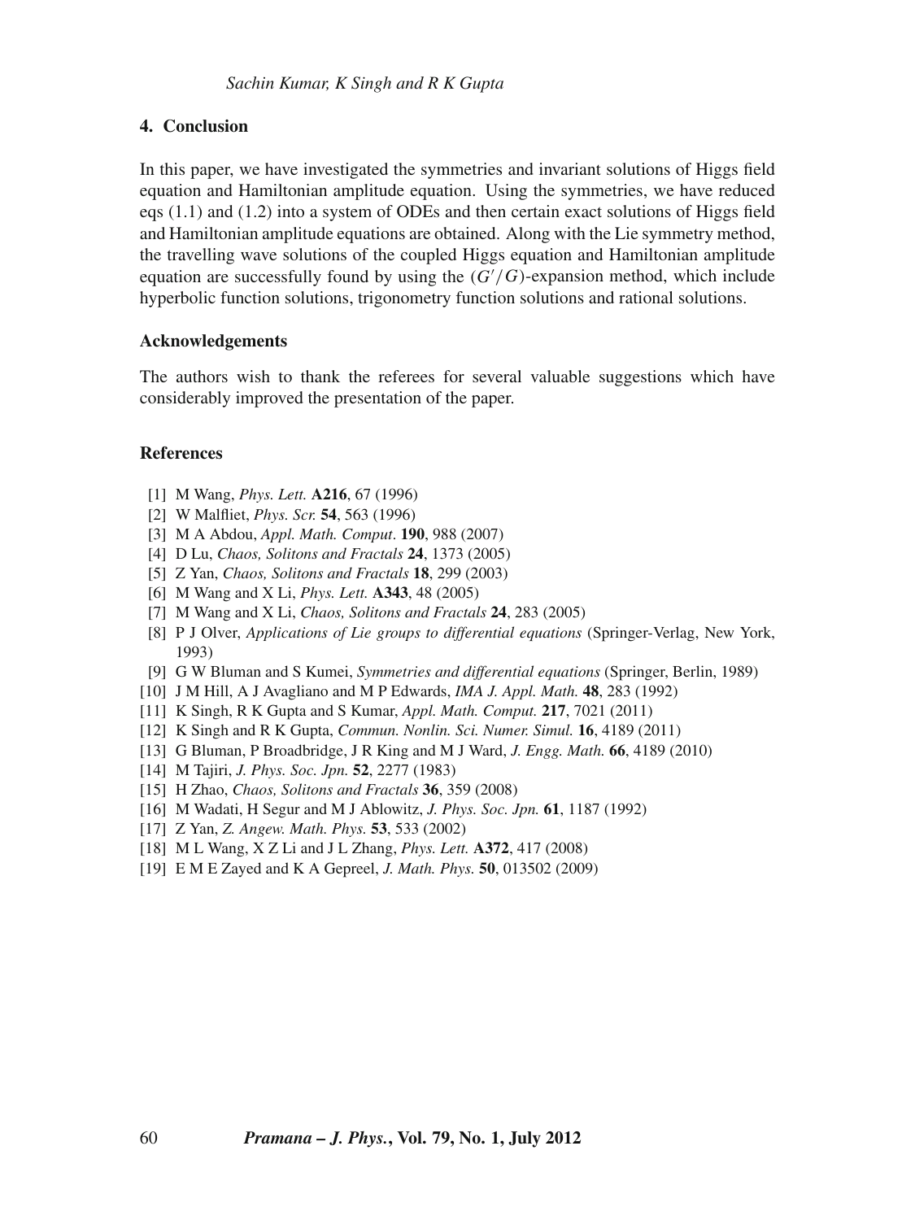## 4. Conclusion

In this paper, we have investigated the symmetries and invariant solutions of Higgs field equation and Hamiltonian amplitude equation. Using the symmetries, we have reduced eqs (1.1) and (1.2) into a system of ODEs and then certain exact solutions of Higgs field and Hamiltonian amplitude equations are obtained. Along with the Lie symmetry method, the travelling wave solutions of the coupled Higgs equation and Hamiltonian amplitude equation are successfully found by using the $(G'/G)$-expansion method, which include hyperbolic function solutions, trigonometry function solutions and rational solutions.

### Acknowledgements

The authors wish to thank the referees for several valuable suggestions which have considerably improved the presentation of the paper.

### References

[1] M Wang, *Phys. Lett.* **A216**, 67 (1996)
[2] W Malfliet, *Phys. Scr.* **54**, 563 (1996)
[3] M A Abdou, *Appl. Math. Comput*. **190**, 988 (2007)
[4] D Lu, *Chaos, Solitons and Fractals* **24**, 1373 (2005)
[5] Z Yan, *Chaos, Solitons and Fractals* **18**, 299 (2003)
[6] M Wang and X Li, *Phys. Lett.* **A343**, 48 (2005)
[7] M Wang and X Li, *Chaos, Solitons and Fractals* **24**, 283 (2005)
[8] P J Olver, *Applications of Lie groups to differential equations* (Springer-Verlag, New York, 1993)
[9] G W Bluman and S Kumei, *Symmetries and differential equations* (Springer, Berlin, 1989)
[10] J M Hill, A J Avagliano and M P Edwards, *IMA J. Appl. Math.* **48**, 283 (1992)
[11] K Singh, R K Gupta and S Kumar, *Appl. Math. Comput.* **217**, 7021 (2011)
[12] K Singh and R K Gupta, *Commun. Nonlin. Sci. Numer. Simul.* **16**, 4189 (2011)
[13] G Bluman, P Broadbridge, J R King and M J Ward, *J. Engg. Math.* **66**, 4189 (2010)
[14] M Tajiri, *J. Phys. Soc. Jpn.* **52**, 2277 (1983)
[15] H Zhao, *Chaos, Solitons and Fractals* **36**, 359 (2008)
[16] M Wadati, H Segur and M J Ablowitz, *J. Phys. Soc. Jpn.* **61**, 1187 (1992)
[17] Z Yan, *Z. Angew. Math. Phys.* **53**, 533 (2002)
[18] M L Wang, X Z Li and J L Zhang, *Phys. Lett.* **A372**, 417 (2008)
[19] E M E Zayed and K A Gepreel, *J. Math. Phys.* **50**, 013502 (2009)